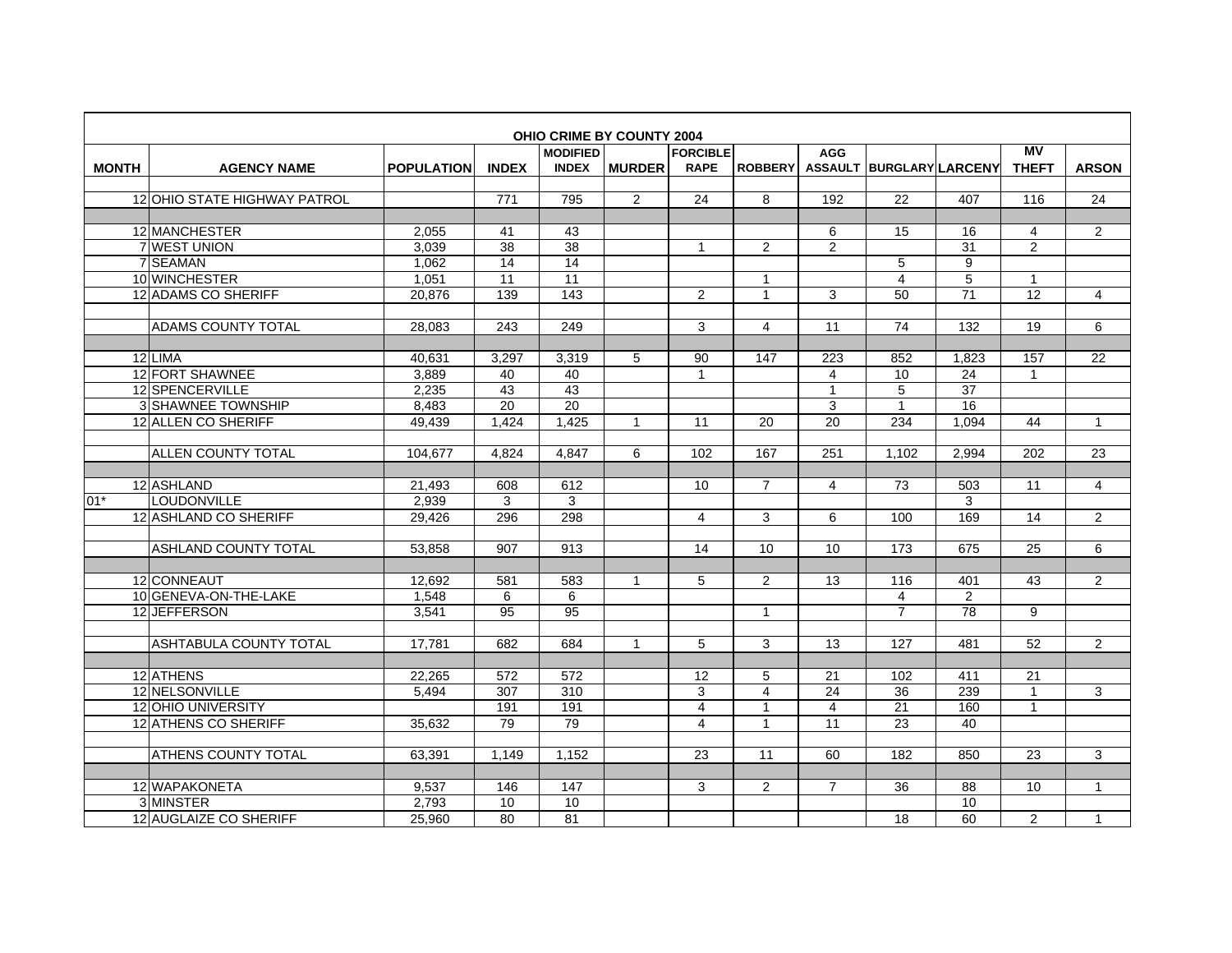# OHIO CRIME BY COUNTY 2004

| MONTH | AGENCY NAME | POPULATION | INDEX | MODIFIED INDEX | MURDER | FORCIBLE RAPE | ROBBERY | AGG ASSAULT | BURGLARY | LARCENY | MV THEFT | ARSON |
|---|---|---|---|---|---|---|---|---|---|---|---|---|
| 12 | OHIO STATE HIGHWAY PATROL | | 771 | 795 | 2 | 24 | 8 | 192 | 22 | 407 | 116 | 24 |
| | | | | | | | | | | | | |
| 12 | MANCHESTER | 2,055 | 41 | 43 | | | | 6 | 15 | 16 | 4 | 2 |
| 7 | WEST UNION | 3,039 | 38 | 38 | | 1 | 2 | 2 | | 31 | 2 | |
| 7 | SEAMAN | 1,062 | 14 | 14 | | | | | 5 | 9 | | |
| 10 | WINCHESTER | 1,051 | 11 | 11 | | | 1 | | 4 | 5 | 1 | |
| 12 | ADAMS CO SHERIFF | 20,876 | 139 | 143 | | 2 | 1 | 3 | 50 | 71 | 12 | 4 |
| | ADAMS COUNTY TOTAL | 28,083 | 243 | 249 | | 3 | 4 | 11 | 74 | 132 | 19 | 6 |
| | | | | | | | | | | | | |
| 12 | LIMA | 40,631 | 3,297 | 3,319 | 5 | 90 | 147 | 223 | 852 | 1,823 | 157 | 22 |
| 12 | FORT SHAWNEE | 3,889 | 40 | 40 | | 1 | | 4 | 10 | 24 | 1 | |
| 12 | SPENCERVILLE | 2,235 | 43 | 43 | | | | 1 | 5 | 37 | | |
| 3 | SHAWNEE TOWNSHIP | 8,483 | 20 | 20 | | | | 3 | 1 | 16 | | |
| 12 | ALLEN CO SHERIFF | 49,439 | 1,424 | 1,425 | 1 | 11 | 20 | 20 | 234 | 1,094 | 44 | 1 |
| | ALLEN COUNTY TOTAL | 104,677 | 4,824 | 4,847 | 6 | 102 | 167 | 251 | 1,102 | 2,994 | 202 | 23 |
| | | | | | | | | | | | | |
| 12 | ASHLAND | 21,493 | 608 | 612 | | 10 | 7 | 4 | 73 | 503 | 11 | 4 |
| 01* | LOUDONVILLE | 2,939 | 3 | 3 | | | | | | 3 | | |
| 12 | ASHLAND CO SHERIFF | 29,426 | 296 | 298 | | 4 | 3 | 6 | 100 | 169 | 14 | 2 |
| | ASHLAND COUNTY TOTAL | 53,858 | 907 | 913 | | 14 | 10 | 10 | 173 | 675 | 25 | 6 |
| | | | | | | | | | | | | |
| 12 | CONNEAUT | 12,692 | 581 | 583 | 1 | 5 | 2 | 13 | 116 | 401 | 43 | 2 |
| 10 | GENEVA-ON-THE-LAKE | 1,548 | 6 | 6 | | | | | 4 | 2 | | |
| 12 | JEFFERSON | 3,541 | 95 | 95 | | | 1 | | 7 | 78 | 9 | |
| | ASHTABULA COUNTY TOTAL | 17,781 | 682 | 684 | 1 | 5 | 3 | 13 | 127 | 481 | 52 | 2 |
| | | | | | | | | | | | | |
| 12 | ATHENS | 22,265 | 572 | 572 | | 12 | 5 | 21 | 102 | 411 | 21 | |
| 12 | NELSONVILLE | 5,494 | 307 | 310 | | 3 | 4 | 24 | 36 | 239 | 1 | 3 |
| 12 | OHIO UNIVERSITY | | 191 | 191 | | 4 | 1 | 4 | 21 | 160 | 1 | |
| 12 | ATHENS CO SHERIFF | 35,632 | 79 | 79 | | 4 | 1 | 11 | 23 | 40 | | |
| | ATHENS COUNTY TOTAL | 63,391 | 1,149 | 1,152 | | 23 | 11 | 60 | 182 | 850 | 23 | 3 |
| | | | | | | | | | | | | |
| 12 | WAPAKONETA | 9,537 | 146 | 147 | | 3 | 2 | 7 | 36 | 88 | 10 | 1 |
| 3 | MINSTER | 2,793 | 10 | 10 | | | | | | 10 | | |
| 12 | AUGLAIZE CO SHERIFF | 25,960 | 80 | 81 | | | | | 18 | 60 | 2 | 1 |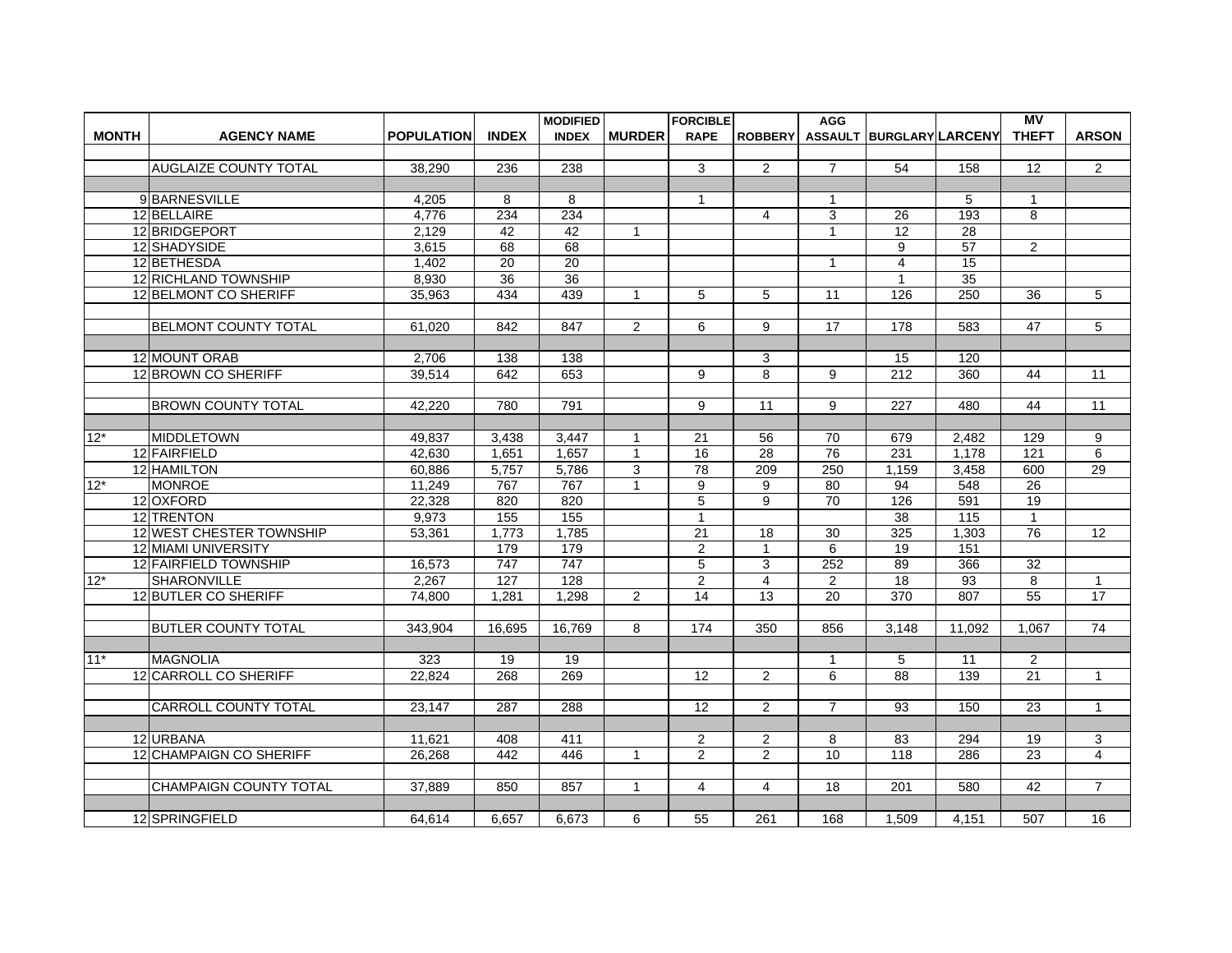| MONTH | AGENCY NAME | POPULATION | INDEX | MODIFIED INDEX | MURDER | FORCIBLE RAPE | ROBBERY | AGG ASSAULT | BURGLARY | LARCENY | MV THEFT | ARSON |
|---|---|---|---|---|---|---|---|---|---|---|---|---|
| | AUGLAIZE COUNTY TOTAL | 38,290 | 236 | 238 | | 3 | 2 | 7 | 54 | 158 | 12 | 2 |
| 9 | BARNESVILLE | 4,205 | 8 | 8 | | 1 | | 1 | | 5 | 1 | |
| 12 | BELLAIRE | 4,776 | 234 | 234 | | | 4 | 3 | 26 | 193 | 8 | |
| 12 | BRIDGEPORT | 2,129 | 42 | 42 | 1 | | | 1 | 12 | 28 | | |
| 12 | SHADYSIDE | 3,615 | 68 | 68 | | | | | 9 | 57 | 2 | |
| 12 | BETHESDA | 1,402 | 20 | 20 | | | | 1 | 4 | 15 | | |
| 12 | RICHLAND TOWNSHIP | 8,930 | 36 | 36 | | | | | 1 | 35 | | |
| 12 | BELMONT CO SHERIFF | 35,963 | 434 | 439 | 1 | 5 | 5 | 11 | 126 | 250 | 36 | 5 |
| | BELMONT COUNTY TOTAL | 61,020 | 842 | 847 | 2 | 6 | 9 | 17 | 178 | 583 | 47 | 5 |
| 12 | MOUNT ORAB | 2,706 | 138 | 138 | | | 3 | | 15 | 120 | | |
| 12 | BROWN CO SHERIFF | 39,514 | 642 | 653 | | 9 | 8 | 9 | 212 | 360 | 44 | 11 |
| | BROWN COUNTY TOTAL | 42,220 | 780 | 791 | | 9 | 11 | 9 | 227 | 480 | 44 | 11 |
| 12* | MIDDLETOWN | 49,837 | 3,438 | 3,447 | 1 | 21 | 56 | 70 | 679 | 2,482 | 129 | 9 |
| 12 | FAIRFIELD | 42,630 | 1,651 | 1,657 | 1 | 16 | 28 | 76 | 231 | 1,178 | 121 | 6 |
| 12 | HAMILTON | 60,886 | 5,757 | 5,786 | 3 | 78 | 209 | 250 | 1,159 | 3,458 | 600 | 29 |
| 12* | MONROE | 11,249 | 767 | 767 | 1 | 9 | 9 | 80 | 94 | 548 | 26 | |
| 12 | OXFORD | 22,328 | 820 | 820 | | 5 | 9 | 70 | 126 | 591 | 19 | |
| 12 | TRENTON | 9,973 | 155 | 155 | | 1 | | | 38 | 115 | 1 | |
| 12 | WEST CHESTER TOWNSHIP | 53,361 | 1,773 | 1,785 | | 21 | 18 | 30 | 325 | 1,303 | 76 | 12 |
| 12 | MIAMI UNIVERSITY | | 179 | 179 | | 2 | 1 | 6 | 19 | 151 | | |
| 12 | FAIRFIELD TOWNSHIP | 16,573 | 747 | 747 | | 5 | 3 | 252 | 89 | 366 | 32 | |
| 12* | SHARONVILLE | 2,267 | 127 | 128 | | 2 | 4 | 2 | 18 | 93 | 8 | 1 |
| 12 | BUTLER CO SHERIFF | 74,800 | 1,281 | 1,298 | 2 | 14 | 13 | 20 | 370 | 807 | 55 | 17 |
| | BUTLER COUNTY TOTAL | 343,904 | 16,695 | 16,769 | 8 | 174 | 350 | 856 | 3,148 | 11,092 | 1,067 | 74 |
| 11* | MAGNOLIA | 323 | 19 | 19 | | | | 1 | 5 | 11 | 2 | |
| 12 | CARROLL CO SHERIFF | 22,824 | 268 | 269 | | 12 | 2 | 6 | 88 | 139 | 21 | 1 |
| | CARROLL COUNTY TOTAL | 23,147 | 287 | 288 | | 12 | 2 | 7 | 93 | 150 | 23 | 1 |
| 12 | URBANA | 11,621 | 408 | 411 | | 2 | 2 | 8 | 83 | 294 | 19 | 3 |
| 12 | CHAMPAIGN CO SHERIFF | 26,268 | 442 | 446 | 1 | 2 | 2 | 10 | 118 | 286 | 23 | 4 |
| | CHAMPAIGN COUNTY TOTAL | 37,889 | 850 | 857 | 1 | 4 | 4 | 18 | 201 | 580 | 42 | 7 |
| 12 | SPRINGFIELD | 64,614 | 6,657 | 6,673 | 6 | 55 | 261 | 168 | 1,509 | 4,151 | 507 | 16 |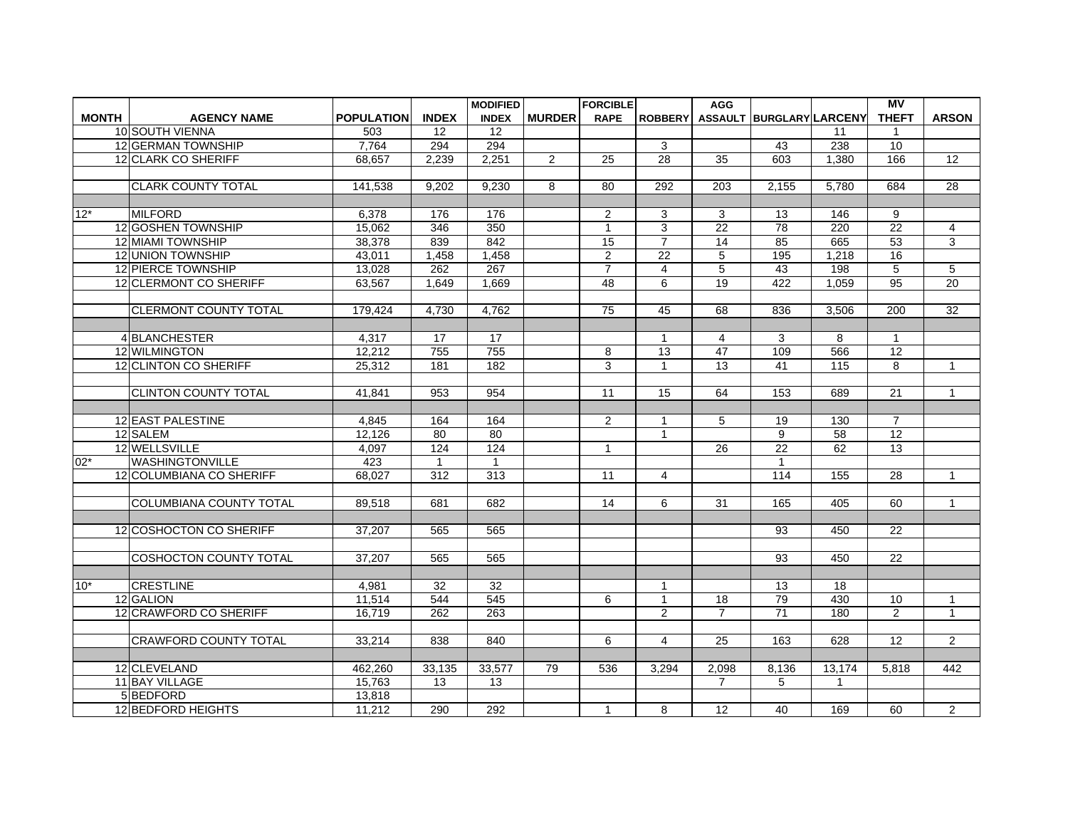| MONTH | AGENCY NAME | POPULATION | INDEX | MODIFIED INDEX | MURDER | FORCIBLE RAPE | ROBBERY | AGG ASSAULT | BURGLARY | LARCENY | MV THEFT | ARSON |
|---|---|---|---|---|---|---|---|---|---|---|---|---|
| 10 | SOUTH VIENNA | 503 | 12 | 12 | | | | | | 11 | 1 | |
| 12 | GERMAN TOWNSHIP | 7,764 | 294 | 294 | | | 3 | | 43 | 238 | 10 | |
| 12 | CLARK CO SHERIFF | 68,657 | 2,239 | 2,251 | 2 | 25 | 28 | 35 | 603 | 1,380 | 166 | 12 |
| | | | | | | | | | | | | |
| | CLARK COUNTY TOTAL | 141,538 | 9,202 | 9,230 | 8 | 80 | 292 | 203 | 2,155 | 5,780 | 684 | 28 |
| | | | | | | | | | | | | |
| 12* | MILFORD | 6,378 | 176 | 176 | | 2 | 3 | 3 | 13 | 146 | 9 | |
| 12 | GOSHEN TOWNSHIP | 15,062 | 346 | 350 | | 1 | 3 | 22 | 78 | 220 | 22 | 4 |
| 12 | MIAMI TOWNSHIP | 38,378 | 839 | 842 | | 15 | 7 | 14 | 85 | 665 | 53 | 3 |
| 12 | UNION TOWNSHIP | 43,011 | 1,458 | 1,458 | | 2 | 22 | 5 | 195 | 1,218 | 16 | |
| 12 | PIERCE TOWNSHIP | 13,028 | 262 | 267 | | 7 | 4 | 5 | 43 | 198 | 5 | 5 |
| 12 | CLERMONT CO SHERIFF | 63,567 | 1,649 | 1,669 | | 48 | 6 | 19 | 422 | 1,059 | 95 | 20 |
| | | | | | | | | | | | | |
| | CLERMONT COUNTY TOTAL | 179,424 | 4,730 | 4,762 | | 75 | 45 | 68 | 836 | 3,506 | 200 | 32 |
| | | | | | | | | | | | | |
| 4 | BLANCHESTER | 4,317 | 17 | 17 | | | 1 | 4 | 3 | 8 | 1 | |
| 12 | WILMINGTON | 12,212 | 755 | 755 | | 8 | 13 | 47 | 109 | 566 | 12 | |
| 12 | CLINTON CO SHERIFF | 25,312 | 181 | 182 | | 3 | 1 | 13 | 41 | 115 | 8 | 1 |
| | | | | | | | | | | | | |
| | CLINTON COUNTY TOTAL | 41,841 | 953 | 954 | | 11 | 15 | 64 | 153 | 689 | 21 | 1 |
| | | | | | | | | | | | | |
| 12 | EAST PALESTINE | 4,845 | 164 | 164 | | 2 | 1 | 5 | 19 | 130 | 7 | |
| 12 | SALEM | 12,126 | 80 | 80 | | | 1 | | 9 | 58 | 12 | |
| 12 | WELLSVILLE | 4,097 | 124 | 124 | | 1 | | 26 | 22 | 62 | 13 | |
| 02* | WASHINGTONVILLE | 423 | 1 | 1 | | | | | 1 | | | |
| 12 | COLUMBIANA CO SHERIFF | 68,027 | 312 | 313 | | 11 | 4 | | 114 | 155 | 28 | 1 |
| | | | | | | | | | | | | |
| | COLUMBIANA COUNTY TOTAL | 89,518 | 681 | 682 | | 14 | 6 | 31 | 165 | 405 | 60 | 1 |
| | | | | | | | | | | | | |
| 12 | COSHOCTON CO SHERIFF | 37,207 | 565 | 565 | | | | | 93 | 450 | 22 | |
| | | | | | | | | | | | | |
| | COSHOCTON COUNTY TOTAL | 37,207 | 565 | 565 | | | | | 93 | 450 | 22 | |
| | | | | | | | | | | | | |
| 10* | CRESTLINE | 4,981 | 32 | 32 | | | 1 | | 13 | 18 | | |
| 12 | GALION | 11,514 | 544 | 545 | | 6 | 1 | 18 | 79 | 430 | 10 | 1 |
| 12 | CRAWFORD CO SHERIFF | 16,719 | 262 | 263 | | | 2 | 7 | 71 | 180 | 2 | 1 |
| | | | | | | | | | | | | |
| | CRAWFORD COUNTY TOTAL | 33,214 | 838 | 840 | | 6 | 4 | 25 | 163 | 628 | 12 | 2 |
| | | | | | | | | | | | | |
| 12 | CLEVELAND | 462,260 | 33,135 | 33,577 | 79 | 536 | 3,294 | 2,098 | 8,136 | 13,174 | 5,818 | 442 |
| 11 | BAY VILLAGE | 15,763 | 13 | 13 | | | | 7 | 5 | 1 | | |
| 5 | BEDFORD | 13,818 | | | | | | | | | | |
| 12 | BEDFORD HEIGHTS | 11,212 | 290 | 292 | | 1 | 8 | 12 | 40 | 169 | 60 | 2 |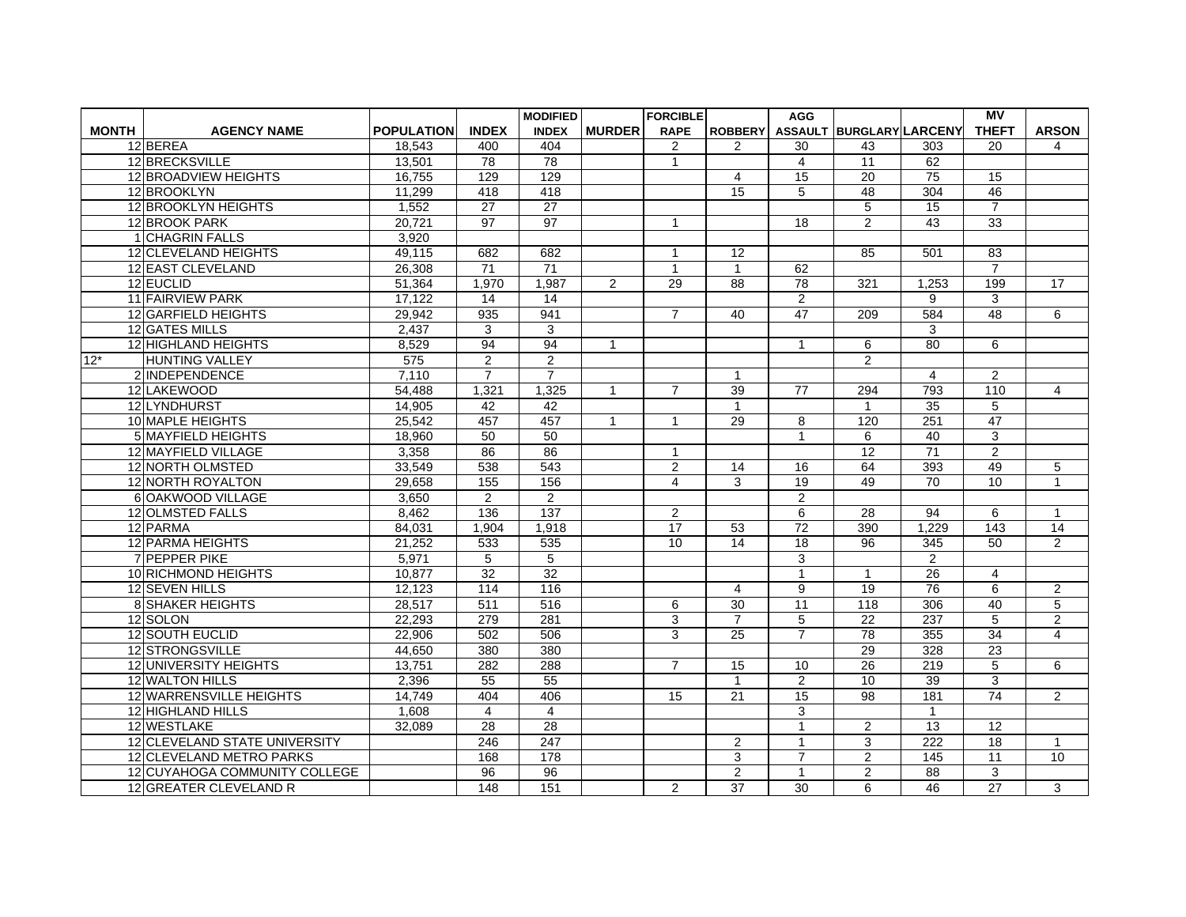| MONTH | AGENCY NAME | POPULATION | INDEX | MODIFIED INDEX | MURDER | FORCIBLE RAPE | ROBBERY | AGG ASSAULT | BURGLARY | LARCENY | MV THEFT | ARSON |
|---|---|---|---|---|---|---|---|---|---|---|---|---|
| 12 | BEREA | 18,543 | 400 | 404 | | 2 | 2 | 30 | 43 | 303 | 20 | 4 |
| 12 | BRECKSVILLE | 13,501 | 78 | 78 | | 1 | | 4 | 11 | 62 | | |
| 12 | BROADVIEW HEIGHTS | 16,755 | 129 | 129 | | | 4 | 15 | 20 | 75 | 15 | |
| 12 | BROOKLYN | 11,299 | 418 | 418 | | | 15 | 5 | 48 | 304 | 46 | |
| 12 | BROOKLYN HEIGHTS | 1,552 | 27 | 27 | | | | | 5 | 15 | 7 | |
| 12 | BROOK PARK | 20,721 | 97 | 97 | | 1 | | 18 | 2 | 43 | 33 | |
| 1 | CHAGRIN FALLS | 3,920 | | | | | | | | | | |
| 12 | CLEVELAND HEIGHTS | 49,115 | 682 | 682 | | 1 | 12 | | 85 | 501 | 83 | |
| 12 | EAST CLEVELAND | 26,308 | 71 | 71 | | 1 | 1 | 62 | | | 7 | |
| 12 | EUCLID | 51,364 | 1,970 | 1,987 | 2 | 29 | 88 | 78 | 321 | 1,253 | 199 | 17 |
| 11 | FAIRVIEW PARK | 17,122 | 14 | 14 | | | | 2 | | 9 | 3 | |
| 12 | GARFIELD HEIGHTS | 29,942 | 935 | 941 | | 7 | 40 | 47 | 209 | 584 | 48 | 6 |
| 12 | GATES MILLS | 2,437 | 3 | 3 | | | | | | 3 | | |
| 12 | HIGHLAND HEIGHTS | 8,529 | 94 | 94 | 1 | | | 1 | 6 | 80 | 6 | |
| 12* | HUNTING VALLEY | 575 | 2 | 2 | | | | | 2 | | | |
| 2 | INDEPENDENCE | 7,110 | 7 | 7 | | | 1 | | | 4 | 2 | |
| 12 | LAKEWOOD | 54,488 | 1,321 | 1,325 | 1 | 7 | 39 | 77 | 294 | 793 | 110 | 4 |
| 12 | LYNDHURST | 14,905 | 42 | 42 | | | 1 | | 1 | 35 | 5 | |
| 10 | MAPLE HEIGHTS | 25,542 | 457 | 457 | 1 | 1 | 29 | 8 | 120 | 251 | 47 | |
| 5 | MAYFIELD HEIGHTS | 18,960 | 50 | 50 | | | | 1 | 6 | 40 | 3 | |
| 12 | MAYFIELD VILLAGE | 3,358 | 86 | 86 | | 1 | | | 12 | 71 | 2 | |
| 12 | NORTH OLMSTED | 33,549 | 538 | 543 | | 2 | 14 | 16 | 64 | 393 | 49 | 5 |
| 12 | NORTH ROYALTON | 29,658 | 155 | 156 | | 4 | 3 | 19 | 49 | 70 | 10 | 1 |
| 6 | OAKWOOD VILLAGE | 3,650 | 2 | 2 | | | | 2 | | | | |
| 12 | OLMSTED FALLS | 8,462 | 136 | 137 | | 2 | | 6 | 28 | 94 | 6 | 1 |
| 12 | PARMA | 84,031 | 1,904 | 1,918 | | 17 | 53 | 72 | 390 | 1,229 | 143 | 14 |
| 12 | PARMA HEIGHTS | 21,252 | 533 | 535 | | 10 | 14 | 18 | 96 | 345 | 50 | 2 |
| 7 | PEPPER PIKE | 5,971 | 5 | 5 | | | | 3 | | 2 | | |
| 10 | RICHMOND HEIGHTS | 10,877 | 32 | 32 | | | | 1 | 1 | 26 | 4 | |
| 12 | SEVEN HILLS | 12,123 | 114 | 116 | | | 4 | 9 | 19 | 76 | 6 | 2 |
| 8 | SHAKER HEIGHTS | 28,517 | 511 | 516 | | 6 | 30 | 11 | 118 | 306 | 40 | 5 |
| 12 | SOLON | 22,293 | 279 | 281 | | 3 | 7 | 5 | 22 | 237 | 5 | 2 |
| 12 | SOUTH EUCLID | 22,906 | 502 | 506 | | 3 | 25 | 7 | 78 | 355 | 34 | 4 |
| 12 | STRONGSVILLE | 44,650 | 380 | 380 | | | | | 29 | 328 | 23 | |
| 12 | UNIVERSITY HEIGHTS | 13,751 | 282 | 288 | | 7 | 15 | 10 | 26 | 219 | 5 | 6 |
| 12 | WALTON HILLS | 2,396 | 55 | 55 | | | 1 | 2 | 10 | 39 | 3 | |
| 12 | WARRENSVILLE HEIGHTS | 14,749 | 404 | 406 | | 15 | 21 | 15 | 98 | 181 | 74 | 2 |
| 12 | HIGHLAND HILLS | 1,608 | 4 | 4 | | | | 3 | | 1 | | |
| 12 | WESTLAKE | 32,089 | 28 | 28 | | | | 1 | 2 | 13 | 12 | |
| 12 | CLEVELAND STATE UNIVERSITY | | 246 | 247 | | | 2 | 1 | 3 | 222 | 18 | 1 |
| 12 | CLEVELAND METRO PARKS | | 168 | 178 | | | 3 | 7 | 2 | 145 | 11 | 10 |
| 12 | CUYAHOGA COMMUNITY COLLEGE | | 96 | 96 | | | 2 | 1 | 2 | 88 | 3 | |
| 12 | GREATER CLEVELAND R | | 148 | 151 | | 2 | 37 | 30 | 6 | 46 | 27 | 3 |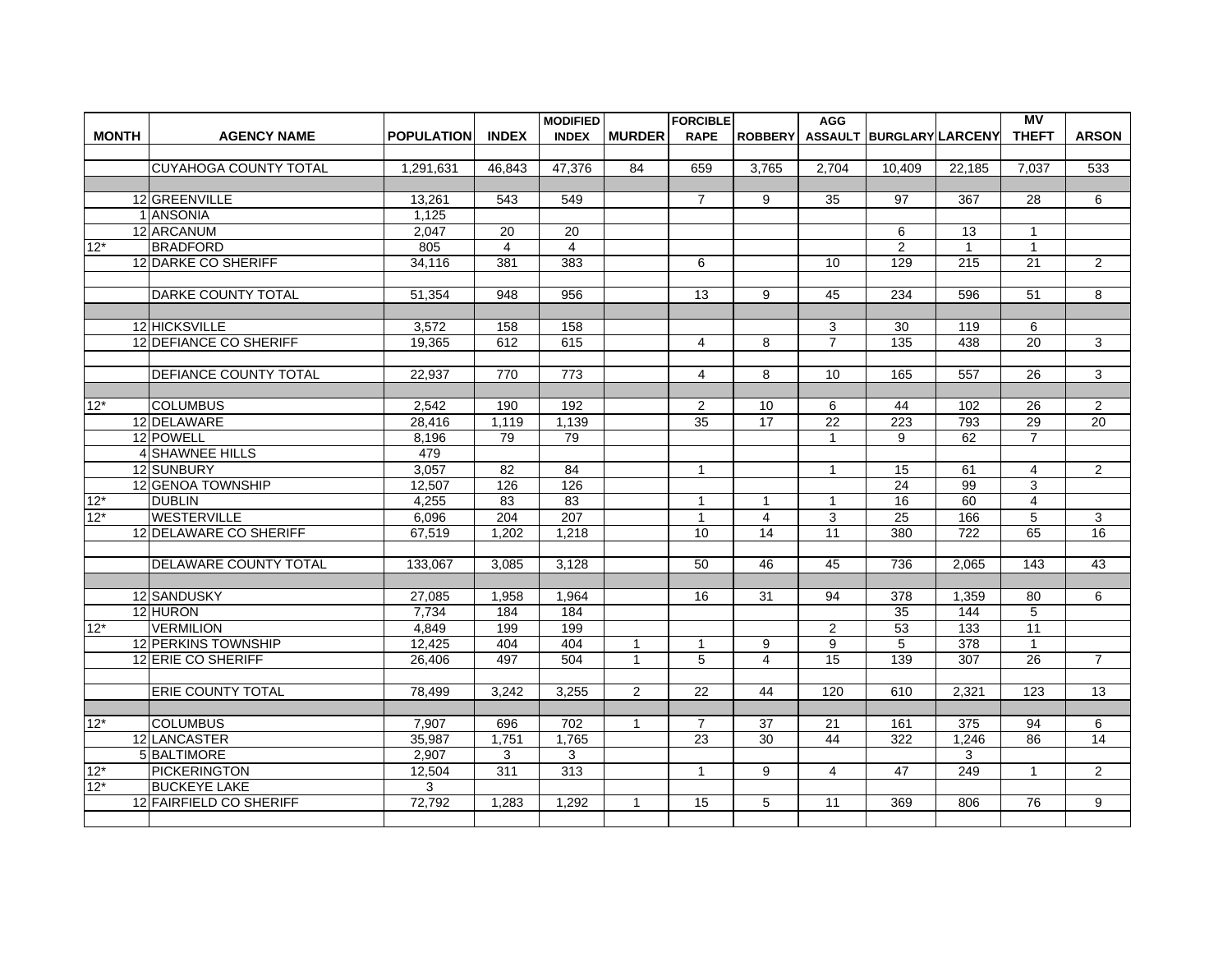| MONTH | AGENCY NAME | POPULATION | INDEX | MODIFIED INDEX | MURDER | FORCIBLE RAPE | ROBBERY | AGG ASSAULT | BURGLARY | LARCENY | MV THEFT | ARSON |
|---|---|---|---|---|---|---|---|---|---|---|---|---|
| | | | | | | | | | | | | |
| | CUYAHOGA COUNTY TOTAL | 1,291,631 | 46,843 | 47,376 | 84 | 659 | 3,765 | 2,704 | 10,409 | 22,185 | 7,037 | 533 |
| | | | | | | | | | | | | |
| 12 | GREENVILLE | 13,261 | 543 | 549 | | 7 | 9 | 35 | 97 | 367 | 28 | 6 |
| 1 | ANSONIA | 1,125 | | | | | | | | | | |
| 12 | ARCANUM | 2,047 | 20 | 20 | | | | | 6 | 13 | 1 | |
| 12* | BRADFORD | 805 | 4 | 4 | | | | | 2 | 1 | 1 | |
| 12 | DARKE CO SHERIFF | 34,116 | 381 | 383 | | 6 | | 10 | 129 | 215 | 21 | 2 |
| | | | | | | | | | | | | |
| | DARKE COUNTY TOTAL | 51,354 | 948 | 956 | | 13 | 9 | 45 | 234 | 596 | 51 | 8 |
| | | | | | | | | | | | | |
| 12 | HICKSVILLE | 3,572 | 158 | 158 | | | | 3 | 30 | 119 | 6 | |
| 12 | DEFIANCE CO SHERIFF | 19,365 | 612 | 615 | | 4 | 8 | 7 | 135 | 438 | 20 | 3 |
| | | | | | | | | | | | | |
| | DEFIANCE COUNTY TOTAL | 22,937 | 770 | 773 | | 4 | 8 | 10 | 165 | 557 | 26 | 3 |
| | | | | | | | | | | | | |
| 12* | COLUMBUS | 2,542 | 190 | 192 | | 2 | 10 | 6 | 44 | 102 | 26 | 2 |
| 12 | DELAWARE | 28,416 | 1,119 | 1,139 | | 35 | 17 | 22 | 223 | 793 | 29 | 20 |
| 12 | POWELL | 8,196 | 79 | 79 | | | | 1 | 9 | 62 | 7 | |
| 4 | SHAWNEE HILLS | 479 | | | | | | | | | | |
| 12 | SUNBURY | 3,057 | 82 | 84 | | 1 | | 1 | 15 | 61 | 4 | 2 |
| 12 | GENOA TOWNSHIP | 12,507 | 126 | 126 | | | | | 24 | 99 | 3 | |
| 12* | DUBLIN | 4,255 | 83 | 83 | | 1 | 1 | 1 | 16 | 60 | 4 | |
| 12* | WESTERVILLE | 6,096 | 204 | 207 | | 1 | 4 | 3 | 25 | 166 | 5 | 3 |
| 12 | DELAWARE CO SHERIFF | 67,519 | 1,202 | 1,218 | | 10 | 14 | 11 | 380 | 722 | 65 | 16 |
| | | | | | | | | | | | | |
| | DELAWARE COUNTY TOTAL | 133,067 | 3,085 | 3,128 | | 50 | 46 | 45 | 736 | 2,065 | 143 | 43 |
| | | | | | | | | | | | | |
| 12 | SANDUSKY | 27,085 | 1,958 | 1,964 | | 16 | 31 | 94 | 378 | 1,359 | 80 | 6 |
| 12 | HURON | 7,734 | 184 | 184 | | | | | 35 | 144 | 5 | |
| 12* | VERMILION | 4,849 | 199 | 199 | | | | 2 | 53 | 133 | 11 | |
| 12 | PERKINS TOWNSHIP | 12,425 | 404 | 404 | 1 | 1 | 9 | 9 | 5 | 378 | 1 | |
| 12 | ERIE CO SHERIFF | 26,406 | 497 | 504 | 1 | 5 | 4 | 15 | 139 | 307 | 26 | 7 |
| | | | | | | | | | | | | |
| | ERIE COUNTY TOTAL | 78,499 | 3,242 | 3,255 | 2 | 22 | 44 | 120 | 610 | 2,321 | 123 | 13 |
| | | | | | | | | | | | | |
| 12* | COLUMBUS | 7,907 | 696 | 702 | 1 | 7 | 37 | 21 | 161 | 375 | 94 | 6 |
| 12 | LANCASTER | 35,987 | 1,751 | 1,765 | | 23 | 30 | 44 | 322 | 1,246 | 86 | 14 |
| 5 | BALTIMORE | 2,907 | 3 | 3 | | | | | | 3 | | |
| 12* | PICKERINGTON | 12,504 | 311 | 313 | | 1 | 9 | 4 | 47 | 249 | 1 | 2 |
| 12* | BUCKEYE LAKE | 3 | | | | | | | | | | |
| 12 | FAIRFIELD CO SHERIFF | 72,792 | 1,283 | 1,292 | 1 | 15 | 5 | 11 | 369 | 806 | 76 | 9 |
| | | | | | | | | | | | | |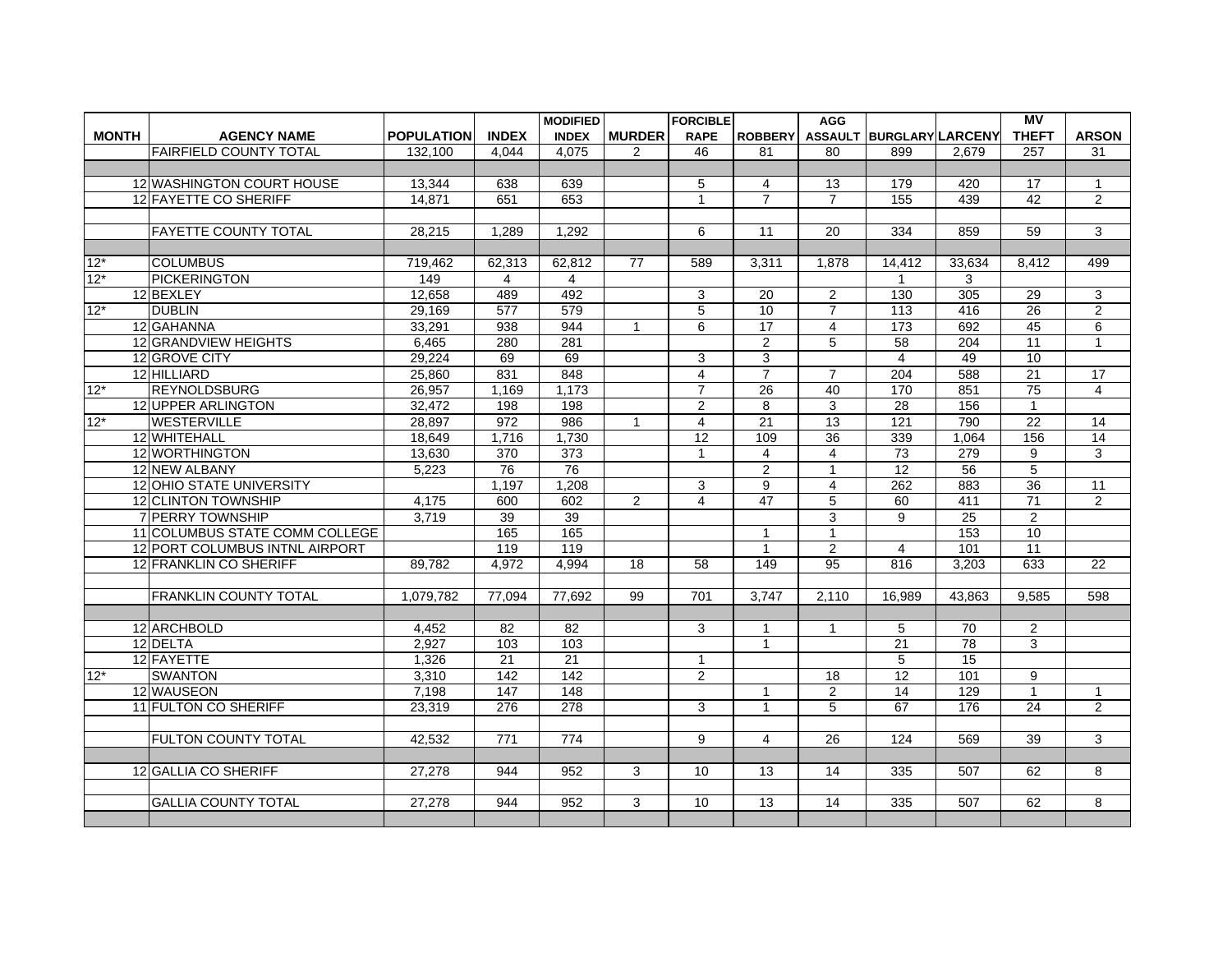| MONTH | AGENCY NAME | POPULATION | INDEX | MODIFIED INDEX | MURDER | FORCIBLE RAPE | ROBBERY | AGG ASSAULT | BURGLARY | LARCENY | MV THEFT | ARSON |
|---|---|---|---|---|---|---|---|---|---|---|---|---|
| | FAIRFIELD COUNTY TOTAL | 132,100 | 4,044 | 4,075 | 2 | 46 | 81 | 80 | 899 | 2,679 | 257 | 31 |
| | | | | | | | | | | | | |
| 12 | WASHINGTON COURT HOUSE | 13,344 | 638 | 639 | | 5 | 4 | 13 | 179 | 420 | 17 | 1 |
| 12 | FAYETTE CO SHERIFF | 14,871 | 651 | 653 | | 1 | 7 | 7 | 155 | 439 | 42 | 2 |
| | | | | | | | | | | | | |
| | FAYETTE COUNTY TOTAL | 28,215 | 1,289 | 1,292 | | 6 | 11 | 20 | 334 | 859 | 59 | 3 |
| | | | | | | | | | | | | |
| 12* | COLUMBUS | 719,462 | 62,313 | 62,812 | 77 | 589 | 3,311 | 1,878 | 14,412 | 33,634 | 8,412 | 499 |
| 12* | PICKERINGTON | 149 | 4 | 4 | | | | | 1 | 3 | | |
| 12 | BEXLEY | 12,658 | 489 | 492 | | 3 | 20 | 2 | 130 | 305 | 29 | 3 |
| 12* | DUBLIN | 29,169 | 577 | 579 | | 5 | 10 | 7 | 113 | 416 | 26 | 2 |
| 12 | GAHANNA | 33,291 | 938 | 944 | 1 | 6 | 17 | 4 | 173 | 692 | 45 | 6 |
| 12 | GRANDVIEW HEIGHTS | 6,465 | 280 | 281 | | | 2 | 5 | 58 | 204 | 11 | 1 |
| 12 | GROVE CITY | 29,224 | 69 | 69 | | 3 | 3 | | 4 | 49 | 10 | |
| 12 | HILLIARD | 25,860 | 831 | 848 | | 4 | 7 | 7 | 204 | 588 | 21 | 17 |
| 12* | REYNOLDSBURG | 26,957 | 1,169 | 1,173 | | 7 | 26 | 40 | 170 | 851 | 75 | 4 |
| 12 | UPPER ARLINGTON | 32,472 | 198 | 198 | | 2 | 8 | 3 | 28 | 156 | 1 | |
| 12* | WESTERVILLE | 28,897 | 972 | 986 | 1 | 4 | 21 | 13 | 121 | 790 | 22 | 14 |
| 12 | WHITEHALL | 18,649 | 1,716 | 1,730 | | 12 | 109 | 36 | 339 | 1,064 | 156 | 14 |
| 12 | WORTHINGTON | 13,630 | 370 | 373 | | 1 | 4 | 4 | 73 | 279 | 9 | 3 |
| 12 | NEW ALBANY | 5,223 | 76 | 76 | | | 2 | 1 | 12 | 56 | 5 | |
| 12 | OHIO STATE UNIVERSITY | | 1,197 | 1,208 | | 3 | 9 | 4 | 262 | 883 | 36 | 11 |
| 12 | CLINTON TOWNSHIP | 4,175 | 600 | 602 | 2 | 4 | 47 | 5 | 60 | 411 | 71 | 2 |
| 7 | PERRY TOWNSHIP | 3,719 | 39 | 39 | | | | 3 | 9 | 25 | 2 | |
| 11 | COLUMBUS STATE COMM COLLEGE | | 165 | 165 | | | 1 | 1 | | 153 | 10 | |
| 12 | PORT COLUMBUS INTNL AIRPORT | | 119 | 119 | | | 1 | 2 | 4 | 101 | 11 | |
| 12 | FRANKLIN CO SHERIFF | 89,782 | 4,972 | 4,994 | 18 | 58 | 149 | 95 | 816 | 3,203 | 633 | 22 |
| | | | | | | | | | | | | |
| | FRANKLIN COUNTY TOTAL | 1,079,782 | 77,094 | 77,692 | 99 | 701 | 3,747 | 2,110 | 16,989 | 43,863 | 9,585 | 598 |
| | | | | | | | | | | | | |
| 12 | ARCHBOLD | 4,452 | 82 | 82 | | 3 | 1 | 1 | 5 | 70 | 2 | |
| 12 | DELTA | 2,927 | 103 | 103 | | | 1 | | 21 | 78 | 3 | |
| 12 | FAYETTE | 1,326 | 21 | 21 | | 1 | | | 5 | 15 | | |
| 12* | SWANTON | 3,310 | 142 | 142 | | 2 | | 18 | 12 | 101 | 9 | |
| 12 | WAUSEON | 7,198 | 147 | 148 | | | 1 | 2 | 14 | 129 | 1 | 1 |
| 11 | FULTON CO SHERIFF | 23,319 | 276 | 278 | | 3 | 1 | 5 | 67 | 176 | 24 | 2 |
| | | | | | | | | | | | | |
| | FULTON COUNTY TOTAL | 42,532 | 771 | 774 | | 9 | 4 | 26 | 124 | 569 | 39 | 3 |
| | | | | | | | | | | | | |
| 12 | GALLIA CO SHERIFF | 27,278 | 944 | 952 | 3 | 10 | 13 | 14 | 335 | 507 | 62 | 8 |
| | | | | | | | | | | | | |
| | GALLIA COUNTY TOTAL | 27,278 | 944 | 952 | 3 | 10 | 13 | 14 | 335 | 507 | 62 | 8 |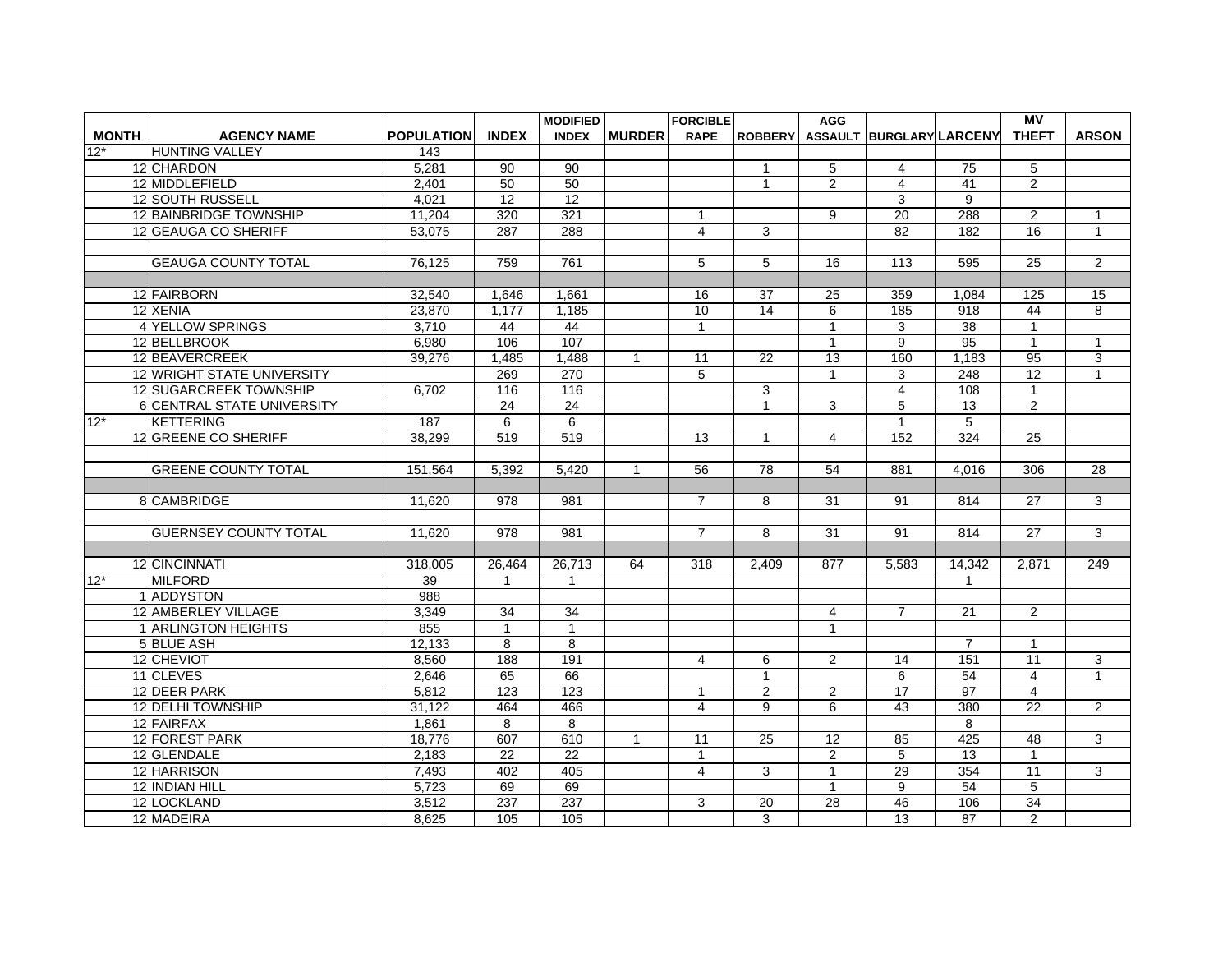| MONTH | AGENCY NAME | POPULATION | INDEX | MODIFIED INDEX | MURDER | FORCIBLE RAPE | ROBBERY | AGG ASSAULT | BURGLARY | LARCENY | MV THEFT | ARSON |
|---|---|---|---|---|---|---|---|---|---|---|---|---|
| 12* | HUNTING VALLEY | 143 | | | | | | | | | | |
| 12 | CHARDON | 5,281 | 90 | 90 | | | 1 | 5 | 4 | 75 | 5 | |
| 12 | MIDDLEFIELD | 2,401 | 50 | 50 | | | 1 | 2 | 4 | 41 | 2 | |
| 12 | SOUTH RUSSELL | 4,021 | 12 | 12 | | | | | 3 | 9 | | |
| 12 | BAINBRIDGE TOWNSHIP | 11,204 | 320 | 321 | | 1 | | 9 | 20 | 288 | 2 | 1 |
| 12 | GEAUGA CO SHERIFF | 53,075 | 287 | 288 | | 4 | 3 | | 82 | 182 | 16 | 1 |
| | | | | | | | | | | | | |
| | GEAUGA COUNTY TOTAL | 76,125 | 759 | 761 | | 5 | 5 | 16 | 113 | 595 | 25 | 2 |
| | | | | | | | | | | | | |
| 12 | FAIRBORN | 32,540 | 1,646 | 1,661 | | 16 | 37 | 25 | 359 | 1,084 | 125 | 15 |
| 12 | XENIA | 23,870 | 1,177 | 1,185 | | 10 | 14 | 6 | 185 | 918 | 44 | 8 |
| 4 | YELLOW SPRINGS | 3,710 | 44 | 44 | | 1 | | 1 | 3 | 38 | 1 | |
| 12 | BELLBROOK | 6,980 | 106 | 107 | | | | 1 | 9 | 95 | 1 | 1 |
| 12 | BEAVERCREEK | 39,276 | 1,485 | 1,488 | 1 | 11 | 22 | 13 | 160 | 1,183 | 95 | 3 |
| 12 | WRIGHT STATE UNIVERSITY | | 269 | 270 | | 5 | | 1 | 3 | 248 | 12 | 1 |
| 12 | SUGARCREEK TOWNSHIP | 6,702 | 116 | 116 | | | 3 | | 4 | 108 | 1 | |
| 6 | CENTRAL STATE UNIVERSITY | | 24 | 24 | | | 1 | 3 | 5 | 13 | 2 | |
| 12* | KETTERING | 187 | 6 | 6 | | | | | 1 | 5 | | |
| 12 | GREENE CO SHERIFF | 38,299 | 519 | 519 | | 13 | 1 | 4 | 152 | 324 | 25 | |
| | | | | | | | | | | | | |
| | GREENE COUNTY TOTAL | 151,564 | 5,392 | 5,420 | 1 | 56 | 78 | 54 | 881 | 4,016 | 306 | 28 |
| | | | | | | | | | | | | |
| 8 | CAMBRIDGE | 11,620 | 978 | 981 | | 7 | 8 | 31 | 91 | 814 | 27 | 3 |
| | | | | | | | | | | | | |
| | GUERNSEY COUNTY TOTAL | 11,620 | 978 | 981 | | 7 | 8 | 31 | 91 | 814 | 27 | 3 |
| | | | | | | | | | | | | |
| 12 | CINCINNATI | 318,005 | 26,464 | 26,713 | 64 | 318 | 2,409 | 877 | 5,583 | 14,342 | 2,871 | 249 |
| 12* | MILFORD | 39 | 1 | 1 | | | | | | 1 | | |
| 1 | ADDYSTON | 988 | | | | | | | | | | |
| 12 | AMBERLEY VILLAGE | 3,349 | 34 | 34 | | | | 4 | 7 | 21 | 2 | |
| 1 | ARLINGTON HEIGHTS | 855 | 1 | 1 | | | | 1 | | | | |
| 5 | BLUE ASH | 12,133 | 8 | 8 | | | | | | 7 | 1 | |
| 12 | CHEVIOT | 8,560 | 188 | 191 | | 4 | 6 | 2 | 14 | 151 | 11 | 3 |
| 11 | CLEVES | 2,646 | 65 | 66 | | | 1 | | 6 | 54 | 4 | 1 |
| 12 | DEER PARK | 5,812 | 123 | 123 | | 1 | 2 | 2 | 17 | 97 | 4 | |
| 12 | DELHI TOWNSHIP | 31,122 | 464 | 466 | | 4 | 9 | 6 | 43 | 380 | 22 | 2 |
| 12 | FAIRFAX | 1,861 | 8 | 8 | | | | | | 8 | | |
| 12 | FOREST PARK | 18,776 | 607 | 610 | 1 | 11 | 25 | 12 | 85 | 425 | 48 | 3 |
| 12 | GLENDALE | 2,183 | 22 | 22 | | 1 | | 2 | 5 | 13 | 1 | |
| 12 | HARRISON | 7,493 | 402 | 405 | | 4 | 3 | 1 | 29 | 354 | 11 | 3 |
| 12 | INDIAN HILL | 5,723 | 69 | 69 | | | | 1 | 9 | 54 | 5 | |
| 12 | LOCKLAND | 3,512 | 237 | 237 | | 3 | 20 | 28 | 46 | 106 | 34 | |
| 12 | MADEIRA | 8,625 | 105 | 105 | | | 3 | | 13 | 87 | 2 | |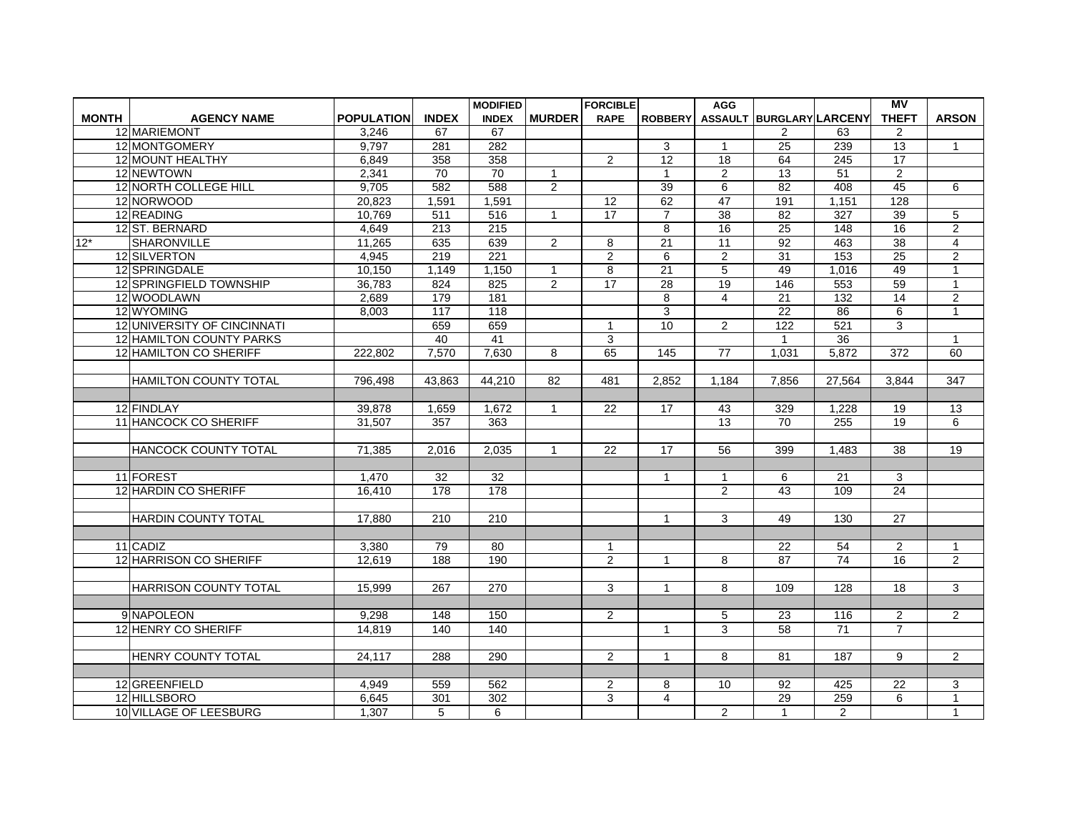| MONTH | AGENCY NAME | POPULATION | INDEX | MODIFIED INDEX | MURDER | FORCIBLE RAPE | ROBBERY | AGG ASSAULT | BURGLARY | LARCENY | MV THEFT | ARSON |
|---|---|---|---|---|---|---|---|---|---|---|---|---|
| 12 | MARIEMONT | 3,246 | 67 | 67 | | | | | 2 | 63 | 2 | |
| 12 | MONTGOMERY | 9,797 | 281 | 282 | | | 3 | 1 | 25 | 239 | 13 | 1 |
| 12 | MOUNT HEALTHY | 6,849 | 358 | 358 | | 2 | 12 | 18 | 64 | 245 | 17 | |
| 12 | NEWTOWN | 2,341 | 70 | 70 | 1 | | 1 | 2 | 13 | 51 | 2 | |
| 12 | NORTH COLLEGE HILL | 9,705 | 582 | 588 | 2 | | 39 | 6 | 82 | 408 | 45 | 6 |
| 12 | NORWOOD | 20,823 | 1,591 | 1,591 | | 12 | 62 | 47 | 191 | 1,151 | 128 | |
| 12 | READING | 10,769 | 511 | 516 | 1 | 17 | 7 | 38 | 82 | 327 | 39 | 5 |
| 12 | ST. BERNARD | 4,649 | 213 | 215 | | | 8 | 16 | 25 | 148 | 16 | 2 |
| 12* | SHARONVILLE | 11,265 | 635 | 639 | 2 | 8 | 21 | 11 | 92 | 463 | 38 | 4 |
| 12 | SILVERTON | 4,945 | 219 | 221 | | 2 | 6 | 2 | 31 | 153 | 25 | 2 |
| 12 | SPRINGDALE | 10,150 | 1,149 | 1,150 | 1 | 8 | 21 | 5 | 49 | 1,016 | 49 | 1 |
| 12 | SPRINGFIELD TOWNSHIP | 36,783 | 824 | 825 | 2 | 17 | 28 | 19 | 146 | 553 | 59 | 1 |
| 12 | WOODLAWN | 2,689 | 179 | 181 | | | 8 | 4 | 21 | 132 | 14 | 2 |
| 12 | WYOMING | 8,003 | 117 | 118 | | | 3 | | 22 | 86 | 6 | 1 |
| 12 | UNIVERSITY OF CINCINNATI | | 659 | 659 | | 1 | 10 | 2 | 122 | 521 | 3 | |
| 12 | HAMILTON COUNTY PARKS | | 40 | 41 | | 3 | | | 1 | 36 | | 1 |
| 12 | HAMILTON CO SHERIFF | 222,802 | 7,570 | 7,630 | 8 | 65 | 145 | 77 | 1,031 | 5,872 | 372 | 60 |
| | | | | | | | | | | | | |
| | HAMILTON COUNTY TOTAL | 796,498 | 43,863 | 44,210 | 82 | 481 | 2,852 | 1,184 | 7,856 | 27,564 | 3,844 | 347 |
| | | | | | | | | | | | | |
| 12 | FINDLAY | 39,878 | 1,659 | 1,672 | 1 | 22 | 17 | 43 | 329 | 1,228 | 19 | 13 |
| 11 | HANCOCK CO SHERIFF | 31,507 | 357 | 363 | | | | 13 | 70 | 255 | 19 | 6 |
| | | | | | | | | | | | | |
| | HANCOCK COUNTY TOTAL | 71,385 | 2,016 | 2,035 | 1 | 22 | 17 | 56 | 399 | 1,483 | 38 | 19 |
| | | | | | | | | | | | | |
| 11 | FOREST | 1,470 | 32 | 32 | | | 1 | 1 | 6 | 21 | 3 | |
| 12 | HARDIN CO SHERIFF | 16,410 | 178 | 178 | | | | 2 | 43 | 109 | 24 | |
| | | | | | | | | | | | | |
| | HARDIN COUNTY TOTAL | 17,880 | 210 | 210 | | | 1 | 3 | 49 | 130 | 27 | |
| | | | | | | | | | | | | |
| 11 | CADIZ | 3,380 | 79 | 80 | | 1 | | | 22 | 54 | 2 | 1 |
| 12 | HARRISON CO SHERIFF | 12,619 | 188 | 190 | | 2 | 1 | 8 | 87 | 74 | 16 | 2 |
| | | | | | | | | | | | | |
| | HARRISON COUNTY TOTAL | 15,999 | 267 | 270 | | 3 | 1 | 8 | 109 | 128 | 18 | 3 |
| | | | | | | | | | | | | |
| 9 | NAPOLEON | 9,298 | 148 | 150 | | 2 | | 5 | 23 | 116 | 2 | 2 |
| 12 | HENRY CO SHERIFF | 14,819 | 140 | 140 | | | 1 | 3 | 58 | 71 | 7 | |
| | | | | | | | | | | | | |
| | HENRY COUNTY TOTAL | 24,117 | 288 | 290 | | 2 | 1 | 8 | 81 | 187 | 9 | 2 |
| | | | | | | | | | | | | |
| 12 | GREENFIELD | 4,949 | 559 | 562 | | 2 | 8 | 10 | 92 | 425 | 22 | 3 |
| 12 | HILLSBORO | 6,645 | 301 | 302 | | 3 | 4 | | 29 | 259 | 6 | 1 |
| 10 | VILLAGE OF LEESBURG | 1,307 | 5 | 6 | | | | 2 | 1 | 2 | | 1 |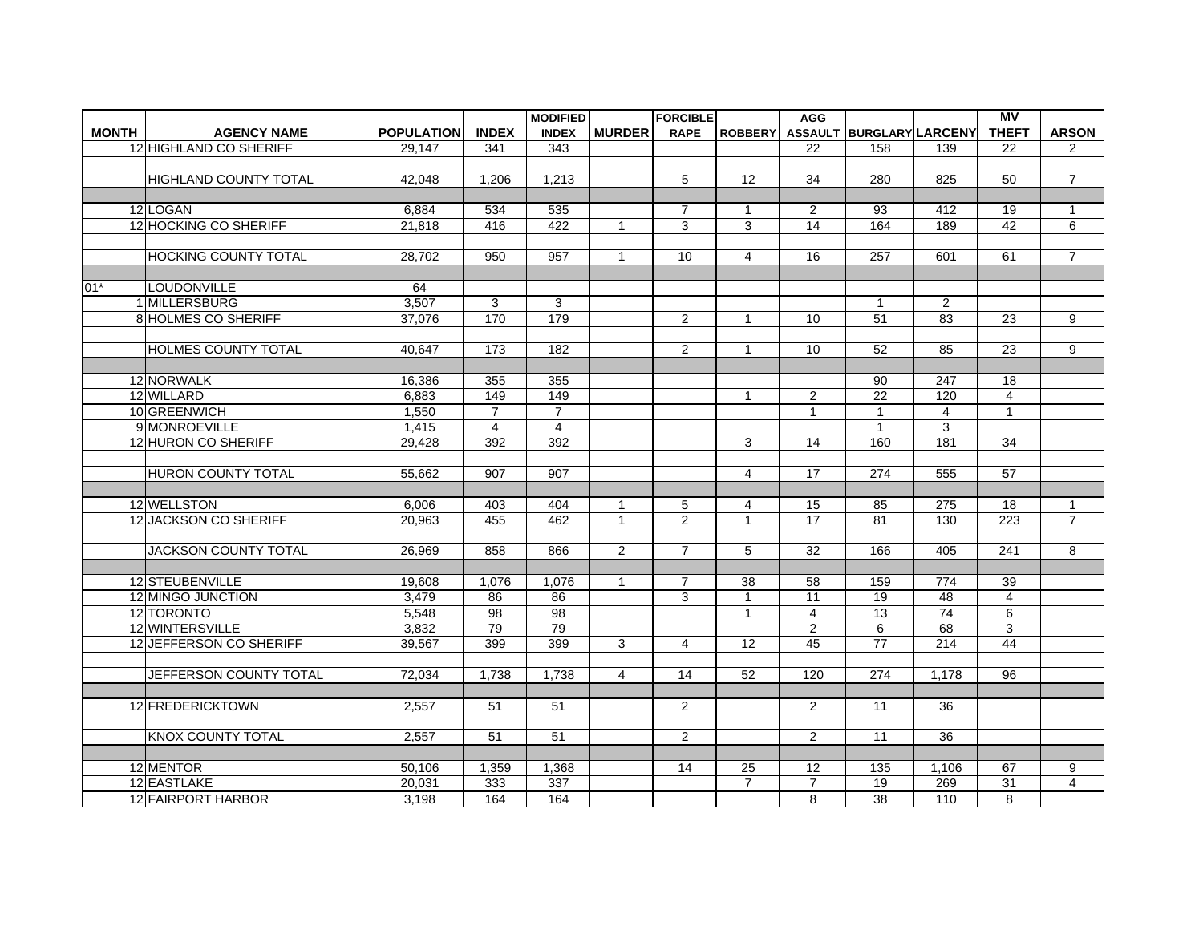| MONTH | AGENCY NAME | POPULATION | INDEX | MODIFIED INDEX | MURDER | FORCIBLE RAPE | ROBBERY | AGG ASSAULT | BURGLARY | LARCENY | MV THEFT | ARSON |
|---|---|---|---|---|---|---|---|---|---|---|---|---|
| 12 | HIGHLAND CO SHERIFF | 29,147 | 341 | 343 | | | | 22 | 158 | 139 | 22 | 2 |
| | | | | | | | | | | | | |
| | HIGHLAND COUNTY TOTAL | 42,048 | 1,206 | 1,213 | | 5 | 12 | 34 | 280 | 825 | 50 | 7 |
| | | | | | | | | | | | | |
| 12 | LOGAN | 6,884 | 534 | 535 | | 7 | 1 | 2 | 93 | 412 | 19 | 1 |
| 12 | HOCKING CO SHERIFF | 21,818 | 416 | 422 | 1 | 3 | 3 | 14 | 164 | 189 | 42 | 6 |
| | | | | | | | | | | | | |
| | HOCKING COUNTY TOTAL | 28,702 | 950 | 957 | 1 | 10 | 4 | 16 | 257 | 601 | 61 | 7 |
| | | | | | | | | | | | | |
| 01* | LOUDONVILLE | 64 | | | | | | | | | | |
| 1 | MILLERSBURG | 3,507 | 3 | 3 | | | | | 1 | 2 | | |
| 8 | HOLMES CO SHERIFF | 37,076 | 170 | 179 | | 2 | 1 | 10 | 51 | 83 | 23 | 9 |
| | | | | | | | | | | | | |
| | HOLMES COUNTY TOTAL | 40,647 | 173 | 182 | | 2 | 1 | 10 | 52 | 85 | 23 | 9 |
| | | | | | | | | | | | | |
| 12 | NORWALK | 16,386 | 355 | 355 | | | | | 90 | 247 | 18 | |
| 12 | WILLARD | 6,883 | 149 | 149 | | | 1 | 2 | 22 | 120 | 4 | |
| 10 | GREENWICH | 1,550 | 7 | 7 | | | | 1 | 1 | 4 | 1 | |
| 9 | MONROEVILLE | 1,415 | 4 | 4 | | | | | 1 | 3 | | |
| 12 | HURON CO SHERIFF | 29,428 | 392 | 392 | | | 3 | 14 | 160 | 181 | 34 | |
| | | | | | | | | | | | | |
| | HURON COUNTY TOTAL | 55,662 | 907 | 907 | | | 4 | 17 | 274 | 555 | 57 | |
| | | | | | | | | | | | | |
| 12 | WELLSTON | 6,006 | 403 | 404 | 1 | 5 | 4 | 15 | 85 | 275 | 18 | 1 |
| 12 | JACKSON CO SHERIFF | 20,963 | 455 | 462 | 1 | 2 | 1 | 17 | 81 | 130 | 223 | 7 |
| | | | | | | | | | | | | |
| | JACKSON COUNTY TOTAL | 26,969 | 858 | 866 | 2 | 7 | 5 | 32 | 166 | 405 | 241 | 8 |
| | | | | | | | | | | | | |
| 12 | STEUBENVILLE | 19,608 | 1,076 | 1,076 | 1 | 7 | 38 | 58 | 159 | 774 | 39 | |
| 12 | MINGO JUNCTION | 3,479 | 86 | 86 | | 3 | 1 | 11 | 19 | 48 | 4 | |
| 12 | TORONTO | 5,548 | 98 | 98 | | | 1 | 4 | 13 | 74 | 6 | |
| 12 | WINTERSVILLE | 3,832 | 79 | 79 | | | | 2 | 6 | 68 | 3 | |
| 12 | JEFFERSON CO SHERIFF | 39,567 | 399 | 399 | 3 | 4 | 12 | 45 | 77 | 214 | 44 | |
| | | | | | | | | | | | | |
| | JEFFERSON COUNTY TOTAL | 72,034 | 1,738 | 1,738 | 4 | 14 | 52 | 120 | 274 | 1,178 | 96 | |
| | | | | | | | | | | | | |
| 12 | FREDERICKTOWN | 2,557 | 51 | 51 | | 2 | | 2 | 11 | 36 | | |
| | | | | | | | | | | | | |
| | KNOX COUNTY TOTAL | 2,557 | 51 | 51 | | 2 | | 2 | 11 | 36 | | |
| | | | | | | | | | | | | |
| 12 | MENTOR | 50,106 | 1,359 | 1,368 | | 14 | 25 | 12 | 135 | 1,106 | 67 | 9 |
| 12 | EASTLAKE | 20,031 | 333 | 337 | | | 7 | 7 | 19 | 269 | 31 | 4 |
| 12 | FAIRPORT HARBOR | 3,198 | 164 | 164 | | | | 8 | 38 | 110 | 8 | |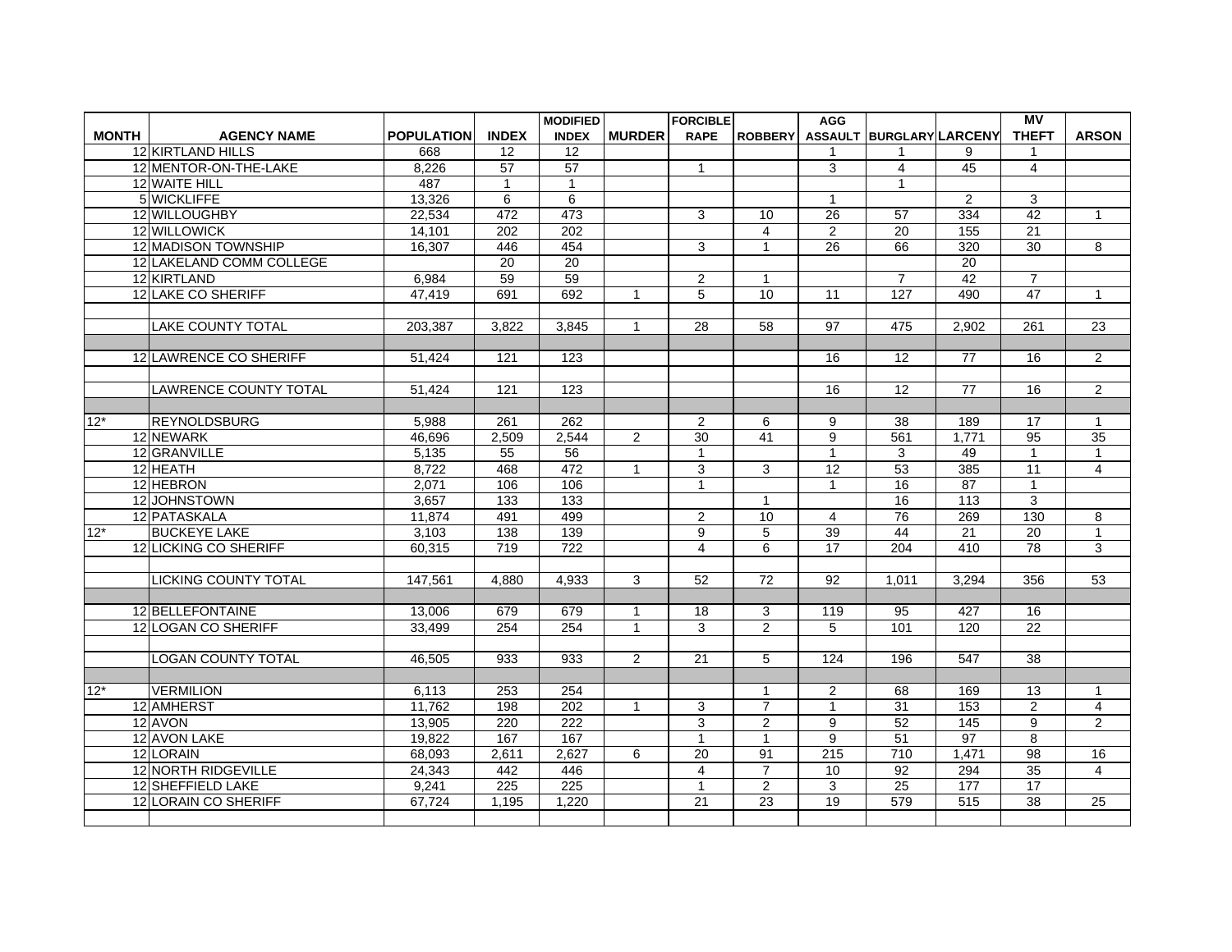| MONTH | AGENCY NAME | POPULATION | INDEX | MODIFIED INDEX | MURDER | FORCIBLE RAPE | ROBBERY | AGG ASSAULT | BURGLARY | LARCENY | MV THEFT | ARSON |
|---|---|---|---|---|---|---|---|---|---|---|---|---|
| 12 | KIRTLAND HILLS | 668 | 12 | 12 | | | | 1 | 1 | 9 | 1 | |
| 12 | MENTOR-ON-THE-LAKE | 8,226 | 57 | 57 | | 1 | | 3 | 4 | 45 | 4 | |
| 12 | WAITE HILL | 487 | 1 | 1 | | | | | 1 | | | |
| 5 | WICKLIFFE | 13,326 | 6 | 6 | | | | 1 | | 2 | 3 | |
| 12 | WILLOUGHBY | 22,534 | 472 | 473 | | 3 | 10 | 26 | 57 | 334 | 42 | 1 |
| 12 | WILLOWICK | 14,101 | 202 | 202 | | | 4 | 2 | 20 | 155 | 21 | |
| 12 | MADISON TOWNSHIP | 16,307 | 446 | 454 | | 3 | 1 | 26 | 66 | 320 | 30 | 8 |
| 12 | LAKELAND COMM COLLEGE | | 20 | 20 | | | | | | 20 | | |
| 12 | KIRTLAND | 6,984 | 59 | 59 | | 2 | 1 | | 7 | 42 | 7 | |
| 12 | LAKE CO SHERIFF | 47,419 | 691 | 692 | 1 | 5 | 10 | 11 | 127 | 490 | 47 | 1 |
| | LAKE COUNTY TOTAL | 203,387 | 3,822 | 3,845 | 1 | 28 | 58 | 97 | 475 | 2,902 | 261 | 23 |
| 12 | LAWRENCE CO SHERIFF | 51,424 | 121 | 123 | | | | 16 | 12 | 77 | 16 | 2 |
| | LAWRENCE COUNTY TOTAL | 51,424 | 121 | 123 | | | | 16 | 12 | 77 | 16 | 2 |
| 12* | REYNOLDSBURG | 5,988 | 261 | 262 | | 2 | 6 | 9 | 38 | 189 | 17 | 1 |
| 12 | NEWARK | 46,696 | 2,509 | 2,544 | 2 | 30 | 41 | 9 | 561 | 1,771 | 95 | 35 |
| 12 | GRANVILLE | 5,135 | 55 | 56 | | 1 | | 1 | 3 | 49 | 1 | 1 |
| 12 | HEATH | 8,722 | 468 | 472 | 1 | 3 | 3 | 12 | 53 | 385 | 11 | 4 |
| 12 | HEBRON | 2,071 | 106 | 106 | | 1 | | 1 | 16 | 87 | 1 | |
| 12 | JOHNSTOWN | 3,657 | 133 | 133 | | | 1 | | 16 | 113 | 3 | |
| 12 | PATASKALA | 11,874 | 491 | 499 | | 2 | 10 | 4 | 76 | 269 | 130 | 8 |
| 12* | BUCKEYE LAKE | 3,103 | 138 | 139 | | 9 | 5 | 39 | 44 | 21 | 20 | 1 |
| 12 | LICKING CO SHERIFF | 60,315 | 719 | 722 | | 4 | 6 | 17 | 204 | 410 | 78 | 3 |
| | LICKING COUNTY TOTAL | 147,561 | 4,880 | 4,933 | 3 | 52 | 72 | 92 | 1,011 | 3,294 | 356 | 53 |
| 12 | BELLEFONTAINE | 13,006 | 679 | 679 | 1 | 18 | 3 | 119 | 95 | 427 | 16 | |
| 12 | LOGAN CO SHERIFF | 33,499 | 254 | 254 | 1 | 3 | 2 | 5 | 101 | 120 | 22 | |
| | LOGAN COUNTY TOTAL | 46,505 | 933 | 933 | 2 | 21 | 5 | 124 | 196 | 547 | 38 | |
| 12* | VERMILION | 6,113 | 253 | 254 | | | 1 | 2 | 68 | 169 | 13 | 1 |
| 12 | AMHERST | 11,762 | 198 | 202 | 1 | 3 | 7 | 1 | 31 | 153 | 2 | 4 |
| 12 | AVON | 13,905 | 220 | 222 | | 3 | 2 | 9 | 52 | 145 | 9 | 2 |
| 12 | AVON LAKE | 19,822 | 167 | 167 | | 1 | 1 | 9 | 51 | 97 | 8 | |
| 12 | LORAIN | 68,093 | 2,611 | 2,627 | 6 | 20 | 91 | 215 | 710 | 1,471 | 98 | 16 |
| 12 | NORTH RIDGEVILLE | 24,343 | 442 | 446 | | 4 | 7 | 10 | 92 | 294 | 35 | 4 |
| 12 | SHEFFIELD LAKE | 9,241 | 225 | 225 | | 1 | 2 | 3 | 25 | 177 | 17 | |
| 12 | LORAIN CO SHERIFF | 67,724 | 1,195 | 1,220 | | 21 | 23 | 19 | 579 | 515 | 38 | 25 |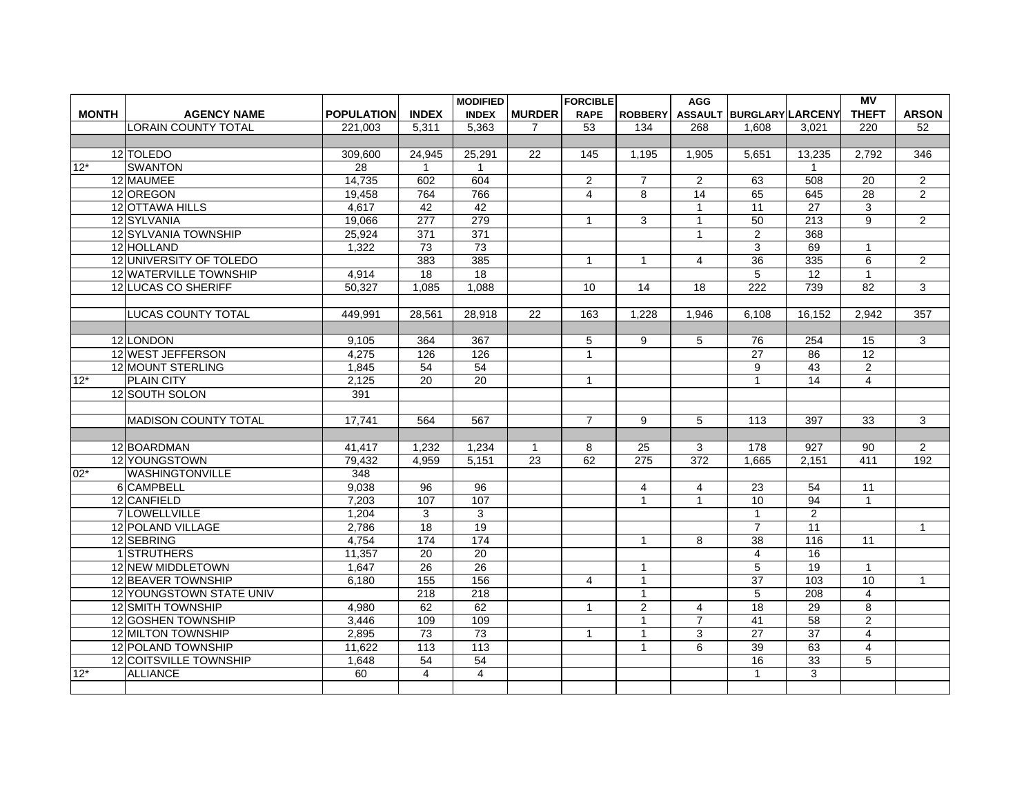| MONTH | AGENCY NAME | POPULATION | INDEX | MODIFIED INDEX | MURDER | FORCIBLE RAPE | ROBBERY | AGG ASSAULT | BURGLARY | LARCENY | MV THEFT | ARSON |
|---|---|---|---|---|---|---|---|---|---|---|---|---|
| | LORAIN COUNTY TOTAL | 221,003 | 5,311 | 5,363 | 7 | 53 | 134 | 268 | 1,608 | 3,021 | 220 | 52 |
| | | | | | | | | | | | | |
| 12 | TOLEDO | 309,600 | 24,945 | 25,291 | 22 | 145 | 1,195 | 1,905 | 5,651 | 13,235 | 2,792 | 346 |
| 12* | SWANTON | 28 | 1 | 1 | | | | | | 1 | | |
| 12 | MAUMEE | 14,735 | 602 | 604 | | 2 | 7 | 2 | 63 | 508 | 20 | 2 |
| 12 | OREGON | 19,458 | 764 | 766 | | 4 | 8 | 14 | 65 | 645 | 28 | 2 |
| 12 | OTTAWA HILLS | 4,617 | 42 | 42 | | | | 1 | 11 | 27 | 3 | |
| 12 | SYLVANIA | 19,066 | 277 | 279 | | 1 | 3 | 1 | 50 | 213 | 9 | 2 |
| 12 | SYLVANIA TOWNSHIP | 25,924 | 371 | 371 | | | | 1 | 2 | 368 | | |
| 12 | HOLLAND | 1,322 | 73 | 73 | | | | | 3 | 69 | 1 | |
| 12 | UNIVERSITY OF TOLEDO | | 383 | 385 | | 1 | 1 | 4 | 36 | 335 | 6 | 2 |
| 12 | WATERVILLE TOWNSHIP | 4,914 | 18 | 18 | | | | | 5 | 12 | 1 | |
| 12 | LUCAS CO SHERIFF | 50,327 | 1,085 | 1,088 | | 10 | 14 | 18 | 222 | 739 | 82 | 3 |
| | | | | | | | | | | | | |
| | LUCAS COUNTY TOTAL | 449,991 | 28,561 | 28,918 | 22 | 163 | 1,228 | 1,946 | 6,108 | 16,152 | 2,942 | 357 |
| | | | | | | | | | | | | |
| 12 | LONDON | 9,105 | 364 | 367 | | 5 | 9 | 5 | 76 | 254 | 15 | 3 |
| 12 | WEST JEFFERSON | 4,275 | 126 | 126 | | 1 | | | 27 | 86 | 12 | |
| 12 | MOUNT STERLING | 1,845 | 54 | 54 | | | | | 9 | 43 | 2 | |
| 12* | PLAIN CITY | 2,125 | 20 | 20 | | 1 | | | 1 | 14 | 4 | |
| 12 | SOUTH SOLON | 391 | | | | | | | | | | |
| | | | | | | | | | | | | |
| | MADISON COUNTY TOTAL | 17,741 | 564 | 567 | | 7 | 9 | 5 | 113 | 397 | 33 | 3 |
| | | | | | | | | | | | | |
| 12 | BOARDMAN | 41,417 | 1,232 | 1,234 | 1 | 8 | 25 | 3 | 178 | 927 | 90 | 2 |
| 12 | YOUNGSTOWN | 79,432 | 4,959 | 5,151 | 23 | 62 | 275 | 372 | 1,665 | 2,151 | 411 | 192 |
| 02* | WASHINGTONVILLE | 348 | | | | | | | | | | |
| 6 | CAMPBELL | 9,038 | 96 | 96 | | | 4 | 4 | 23 | 54 | 11 | |
| 12 | CANFIELD | 7,203 | 107 | 107 | | | 1 | 1 | 10 | 94 | 1 | |
| 7 | LOWELLVILLE | 1,204 | 3 | 3 | | | | | 1 | 2 | | |
| 12 | POLAND VILLAGE | 2,786 | 18 | 19 | | | | | 7 | 11 | | 1 |
| 12 | SEBRING | 4,754 | 174 | 174 | | | 1 | 8 | 38 | 116 | 11 | |
| 1 | STRUTHERS | 11,357 | 20 | 20 | | | | | 4 | 16 | | |
| 12 | NEW MIDDLETOWN | 1,647 | 26 | 26 | | | 1 | | 5 | 19 | 1 | |
| 12 | BEAVER TOWNSHIP | 6,180 | 155 | 156 | | 4 | 1 | | 37 | 103 | 10 | 1 |
| 12 | YOUNGSTOWN STATE UNIV | | 218 | 218 | | | 1 | | 5 | 208 | 4 | |
| 12 | SMITH TOWNSHIP | 4,980 | 62 | 62 | | 1 | 2 | 4 | 18 | 29 | 8 | |
| 12 | GOSHEN TOWNSHIP | 3,446 | 109 | 109 | | | 1 | 7 | 41 | 58 | 2 | |
| 12 | MILTON TOWNSHIP | 2,895 | 73 | 73 | | 1 | 1 | 3 | 27 | 37 | 4 | |
| 12 | POLAND TOWNSHIP | 11,622 | 113 | 113 | | | 1 | 6 | 39 | 63 | 4 | |
| 12 | COITSVILLE TOWNSHIP | 1,648 | 54 | 54 | | | | | 16 | 33 | 5 | |
| 12* | ALLIANCE | 60 | 4 | 4 | | | | | 1 | 3 | | |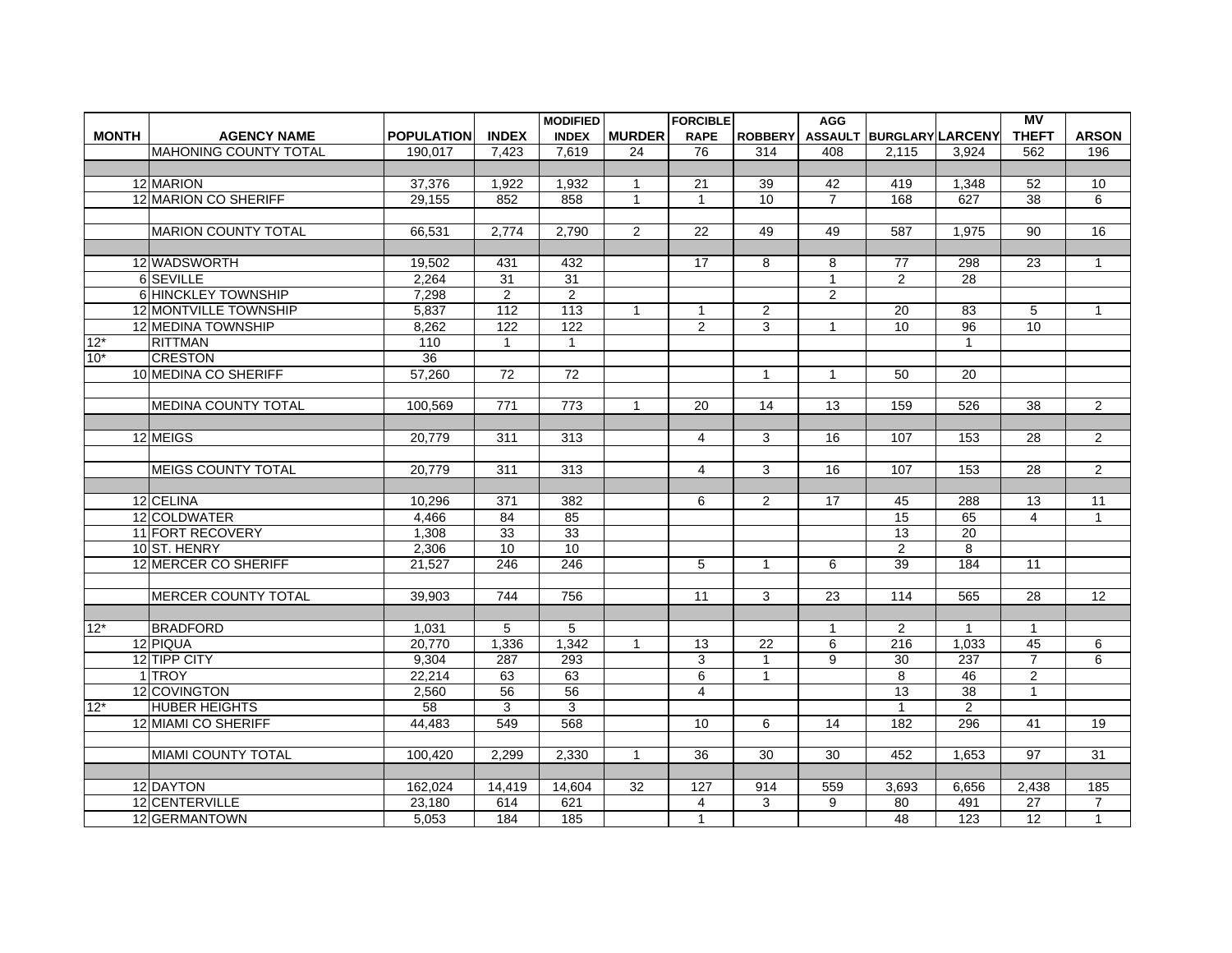| MONTH | AGENCY NAME | POPULATION | INDEX | MODIFIED INDEX | MURDER | FORCIBLE RAPE | ROBBERY | AGG ASSAULT | BURGLARY | LARCENY | MV THEFT | ARSON |
|---|---|---|---|---|---|---|---|---|---|---|---|---|
| | MAHONING COUNTY TOTAL | 190,017 | 7,423 | 7,619 | 24 | 76 | 314 | 408 | 2,115 | 3,924 | 562 | 196 |
| | | | | | | | | | | | | |
| 12 | MARION | 37,376 | 1,922 | 1,932 | 1 | 21 | 39 | 42 | 419 | 1,348 | 52 | 10 |
| 12 | MARION CO SHERIFF | 29,155 | 852 | 858 | 1 | 1 | 10 | 7 | 168 | 627 | 38 | 6 |
| | | | | | | | | | | | | |
| | MARION COUNTY TOTAL | 66,531 | 2,774 | 2,790 | 2 | 22 | 49 | 49 | 587 | 1,975 | 90 | 16 |
| | | | | | | | | | | | | |
| 12 | WADSWORTH | 19,502 | 431 | 432 | | 17 | 8 | 8 | 77 | 298 | 23 | 1 |
| 6 | SEVILLE | 2,264 | 31 | 31 | | | | 1 | 2 | 28 | | |
| 6 | HINCKLEY TOWNSHIP | 7,298 | 2 | 2 | | | | 2 | | | | |
| 12 | MONTVILLE TOWNSHIP | 5,837 | 112 | 113 | 1 | 1 | 2 | | 20 | 83 | 5 | 1 |
| 12 | MEDINA TOWNSHIP | 8,262 | 122 | 122 | | 2 | 3 | 1 | 10 | 96 | 10 | |
| 12* | RITTMAN | 110 | 1 | 1 | | | | | | 1 | | |
| 10* | CRESTON | 36 | | | | | | | | | | |
| 10 | MEDINA CO SHERIFF | 57,260 | 72 | 72 | | | 1 | 1 | 50 | 20 | | |
| | | | | | | | | | | | | |
| | MEDINA COUNTY TOTAL | 100,569 | 771 | 773 | 1 | 20 | 14 | 13 | 159 | 526 | 38 | 2 |
| | | | | | | | | | | | | |
| 12 | MEIGS | 20,779 | 311 | 313 | | 4 | 3 | 16 | 107 | 153 | 28 | 2 |
| | | | | | | | | | | | | |
| | MEIGS COUNTY TOTAL | 20,779 | 311 | 313 | | 4 | 3 | 16 | 107 | 153 | 28 | 2 |
| | | | | | | | | | | | | |
| 12 | CELINA | 10,296 | 371 | 382 | | 6 | 2 | 17 | 45 | 288 | 13 | 11 |
| 12 | COLDWATER | 4,466 | 84 | 85 | | | | | 15 | 65 | 4 | 1 |
| 11 | FORT RECOVERY | 1,308 | 33 | 33 | | | | | 13 | 20 | | |
| 10 | ST. HENRY | 2,306 | 10 | 10 | | | | | 2 | 8 | | |
| 12 | MERCER CO SHERIFF | 21,527 | 246 | 246 | | 5 | 1 | 6 | 39 | 184 | 11 | |
| | | | | | | | | | | | | |
| | MERCER COUNTY TOTAL | 39,903 | 744 | 756 | | 11 | 3 | 23 | 114 | 565 | 28 | 12 |
| | | | | | | | | | | | | |
| 12* | BRADFORD | 1,031 | 5 | 5 | | | | 1 | 2 | 1 | 1 | |
| 12 | PIQUA | 20,770 | 1,336 | 1,342 | 1 | 13 | 22 | 6 | 216 | 1,033 | 45 | 6 |
| 12 | TIPP CITY | 9,304 | 287 | 293 | | 3 | 1 | 9 | 30 | 237 | 7 | 6 |
| 1 | TROY | 22,214 | 63 | 63 | | 6 | 1 | | 8 | 46 | 2 | |
| 12 | COVINGTON | 2,560 | 56 | 56 | | 4 | | | 13 | 38 | 1 | |
| 12* | HUBER HEIGHTS | 58 | 3 | 3 | | | | | 1 | 2 | | |
| 12 | MIAMI CO SHERIFF | 44,483 | 549 | 568 | | 10 | 6 | 14 | 182 | 296 | 41 | 19 |
| | | | | | | | | | | | | |
| | MIAMI COUNTY TOTAL | 100,420 | 2,299 | 2,330 | 1 | 36 | 30 | 30 | 452 | 1,653 | 97 | 31 |
| | | | | | | | | | | | | |
| 12 | DAYTON | 162,024 | 14,419 | 14,604 | 32 | 127 | 914 | 559 | 3,693 | 6,656 | 2,438 | 185 |
| 12 | CENTERVILLE | 23,180 | 614 | 621 | | 4 | 3 | 9 | 80 | 491 | 27 | 7 |
| 12 | GERMANTOWN | 5,053 | 184 | 185 | | 1 | | | 48 | 123 | 12 | 1 |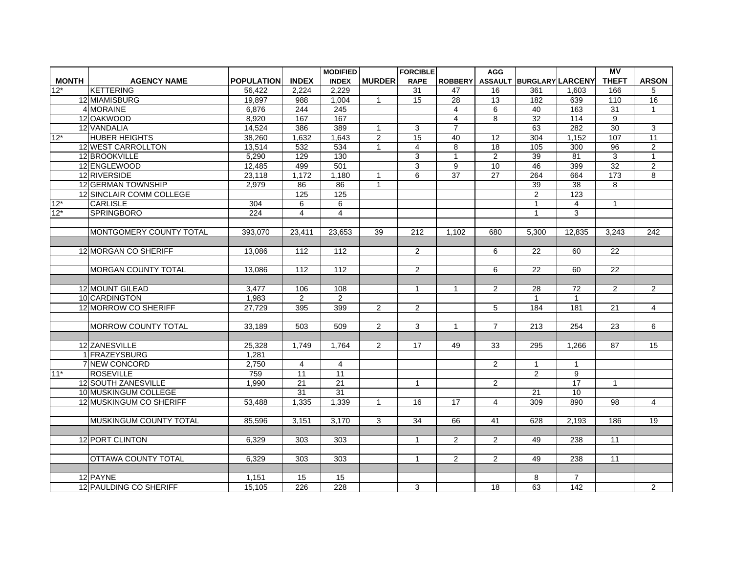| MONTH | AGENCY NAME | POPULATION | INDEX | MODIFIED INDEX | MURDER | FORCIBLE RAPE | ROBBERY | AGG ASSAULT | BURGLARY | LARCENY | MV THEFT | ARSON |
|---|---|---|---|---|---|---|---|---|---|---|---|---|
| 12* | KETTERING | 56,422 | 2,224 | 2,229 | | 31 | 47 | 16 | 361 | 1,603 | 166 | 5 |
| 12 | MIAMISBURG | 19,897 | 988 | 1,004 | 1 | 15 | 28 | 13 | 182 | 639 | 110 | 16 |
| 4 | MORAINE | 6,876 | 244 | 245 | | | 4 | 6 | 40 | 163 | 31 | 1 |
| 12 | OAKWOOD | 8,920 | 167 | 167 | | | 4 | 8 | 32 | 114 | 9 | |
| 12 | VANDALIA | 14,524 | 386 | 389 | 1 | 3 | 7 | | 63 | 282 | 30 | 3 |
| 12* | HUBER HEIGHTS | 38,260 | 1,632 | 1,643 | 2 | 15 | 40 | 12 | 304 | 1,152 | 107 | 11 |
| 12 | WEST CARROLLTON | 13,514 | 532 | 534 | 1 | 4 | 8 | 18 | 105 | 300 | 96 | 2 |
| 12 | BROOKVILLE | 5,290 | 129 | 130 | | 3 | 1 | 2 | 39 | 81 | 3 | 1 |
| 12 | ENGLEWOOD | 12,485 | 499 | 501 | | 3 | 9 | 10 | 46 | 399 | 32 | 2 |
| 12 | RIVERSIDE | 23,118 | 1,172 | 1,180 | 1 | 6 | 37 | 27 | 264 | 664 | 173 | 8 |
| 12 | GERMAN TOWNSHIP | 2,979 | 86 | 86 | 1 | | | | 39 | 38 | 8 | |
| 12 | SINCLAIR COMM COLLEGE | | 125 | 125 | | | | | 2 | 123 | | |
| 12* | CARLISLE | 304 | 6 | 6 | | | | | 1 | 4 | 1 | |
| 12* | SPRINGBORO | 224 | 4 | 4 | | | | | 1 | 3 | | |
| | | | | | | | | | | | | |
| | MONTGOMERY COUNTY TOTAL | 393,070 | 23,411 | 23,653 | 39 | 212 | 1,102 | 680 | 5,300 | 12,835 | 3,243 | 242 |
| | | | | | | | | | | | | |
| 12 | MORGAN CO SHERIFF | 13,086 | 112 | 112 | | 2 | | 6 | 22 | 60 | 22 | |
| | | | | | | | | | | | | |
| | MORGAN COUNTY TOTAL | 13,086 | 112 | 112 | | 2 | | 6 | 22 | 60 | 22 | |
| | | | | | | | | | | | | |
| 12 | MOUNT GILEAD | 3,477 | 106 | 108 | | 1 | 1 | 2 | 28 | 72 | 2 | 2 |
| 10 | CARDINGTON | 1,983 | 2 | 2 | | | | | 1 | 1 | | |
| 12 | MORROW CO SHERIFF | 27,729 | 395 | 399 | 2 | 2 | | 5 | 184 | 181 | 21 | 4 |
| | | | | | | | | | | | | |
| | MORROW COUNTY TOTAL | 33,189 | 503 | 509 | 2 | 3 | 1 | 7 | 213 | 254 | 23 | 6 |
| | | | | | | | | | | | | |
| 12 | ZANESVILLE | 25,328 | 1,749 | 1,764 | 2 | 17 | 49 | 33 | 295 | 1,266 | 87 | 15 |
| 1 | FRAZEYSBURG | 1,281 | | | | | | | | | | |
| 7 | NEW CONCORD | 2,750 | 4 | 4 | | | | 2 | 1 | 1 | | |
| 11* | ROSEVILLE | 759 | 11 | 11 | | | | | 2 | 9 | | |
| 12 | SOUTH ZANESVILLE | 1,990 | 21 | 21 | | 1 | | 2 | | 17 | 1 | |
| 10 | MUSKINGUM COLLEGE | | 31 | 31 | | | | | 21 | 10 | | |
| 12 | MUSKINGUM CO SHERIFF | 53,488 | 1,335 | 1,339 | 1 | 16 | 17 | 4 | 309 | 890 | 98 | 4 |
| | | | | | | | | | | | | |
| | MUSKINGUM COUNTY TOTAL | 85,596 | 3,151 | 3,170 | 3 | 34 | 66 | 41 | 628 | 2,193 | 186 | 19 |
| | | | | | | | | | | | | |
| 12 | PORT CLINTON | 6,329 | 303 | 303 | | 1 | 2 | 2 | 49 | 238 | 11 | |
| | | | | | | | | | | | | |
| | OTTAWA COUNTY TOTAL | 6,329 | 303 | 303 | | 1 | 2 | 2 | 49 | 238 | 11 | |
| | | | | | | | | | | | | |
| 12 | PAYNE | 1,151 | 15 | 15 | | | | | 8 | 7 | | |
| 12 | PAULDING CO SHERIFF | 15,105 | 226 | 228 | | 3 | | 18 | 63 | 142 | | 2 |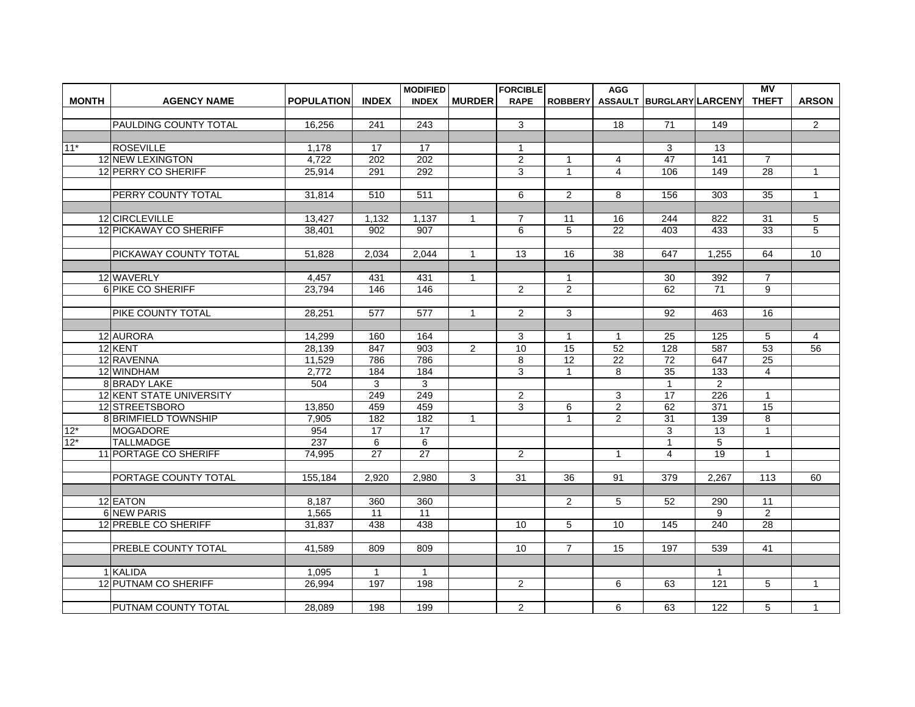| MONTH | AGENCY NAME | POPULATION | INDEX | MODIFIED INDEX | MURDER | FORCIBLE RAPE | ROBBERY | AGG ASSAULT | BURGLARY | LARCENY | MV THEFT | ARSON |
|---|---|---|---|---|---|---|---|---|---|---|---|---|
| | PAULDING COUNTY TOTAL | 16,256 | 241 | 243 | | 3 | | 18 | 71 | 149 | | 2 |
| | | | | | | | | | | | | |
| 11* | ROSEVILLE | 1,178 | 17 | 17 | | 1 | | | 3 | 13 | | |
| 12 | NEW LEXINGTON | 4,722 | 202 | 202 | | 2 | 1 | 4 | 47 | 141 | 7 | |
| 12 | PERRY CO SHERIFF | 25,914 | 291 | 292 | | 3 | 1 | 4 | 106 | 149 | 28 | 1 |
| | PERRY COUNTY TOTAL | 31,814 | 510 | 511 | | 6 | 2 | 8 | 156 | 303 | 35 | 1 |
| | | | | | | | | | | | | |
| 12 | CIRCLEVILLE | 13,427 | 1,132 | 1,137 | 1 | 7 | 11 | 16 | 244 | 822 | 31 | 5 |
| 12 | PICKAWAY CO SHERIFF | 38,401 | 902 | 907 | | 6 | 5 | 22 | 403 | 433 | 33 | 5 |
| | PICKAWAY COUNTY TOTAL | 51,828 | 2,034 | 2,044 | 1 | 13 | 16 | 38 | 647 | 1,255 | 64 | 10 |
| | | | | | | | | | | | | |
| 12 | WAVERLY | 4,457 | 431 | 431 | 1 | | 1 | | 30 | 392 | 7 | |
| 6 | PIKE CO SHERIFF | 23,794 | 146 | 146 | | 2 | 2 | | 62 | 71 | 9 | |
| | PIKE COUNTY TOTAL | 28,251 | 577 | 577 | 1 | 2 | 3 | | 92 | 463 | 16 | |
| | | | | | | | | | | | | |
| 12 | AURORA | 14,299 | 160 | 164 | | 3 | 1 | 1 | 25 | 125 | 5 | 4 |
| 12 | KENT | 28,139 | 847 | 903 | 2 | 10 | 15 | 52 | 128 | 587 | 53 | 56 |
| 12 | RAVENNA | 11,529 | 786 | 786 | | 8 | 12 | 22 | 72 | 647 | 25 | |
| 12 | WINDHAM | 2,772 | 184 | 184 | | 3 | 1 | 8 | 35 | 133 | 4 | |
| 8 | BRADY LAKE | 504 | 3 | 3 | | | | | 1 | 2 | | |
| 12 | KENT STATE UNIVERSITY | | 249 | 249 | | 2 | | 3 | 17 | 226 | 1 | |
| 12 | STREETSBORO | 13,850 | 459 | 459 | | 3 | 6 | 2 | 62 | 371 | 15 | |
| 8 | BRIMFIELD TOWNSHIP | 7,905 | 182 | 182 | 1 | | 1 | 2 | 31 | 139 | 8 | |
| 12* | MOGADORE | 954 | 17 | 17 | | | | | 3 | 13 | 1 | |
| 12* | TALLMADGE | 237 | 6 | 6 | | | | | 1 | 5 | | |
| 11 | PORTAGE CO SHERIFF | 74,995 | 27 | 27 | | 2 | | 1 | 4 | 19 | 1 | |
| | PORTAGE COUNTY TOTAL | 155,184 | 2,920 | 2,980 | 3 | 31 | 36 | 91 | 379 | 2,267 | 113 | 60 |
| | | | | | | | | | | | | |
| 12 | EATON | 8,187 | 360 | 360 | | | 2 | 5 | 52 | 290 | 11 | |
| 6 | NEW PARIS | 1,565 | 11 | 11 | | | | | | 9 | 2 | |
| 12 | PREBLE CO SHERIFF | 31,837 | 438 | 438 | | 10 | 5 | 10 | 145 | 240 | 28 | |
| | PREBLE COUNTY TOTAL | 41,589 | 809 | 809 | | 10 | 7 | 15 | 197 | 539 | 41 | |
| | | | | | | | | | | | | |
| 1 | KALIDA | 1,095 | 1 | 1 | | | | | | 1 | | |
| 12 | PUTNAM CO SHERIFF | 26,994 | 197 | 198 | | 2 | | 6 | 63 | 121 | 5 | 1 |
| | PUTNAM COUNTY TOTAL | 28,089 | 198 | 199 | | 2 | | 6 | 63 | 122 | 5 | 1 |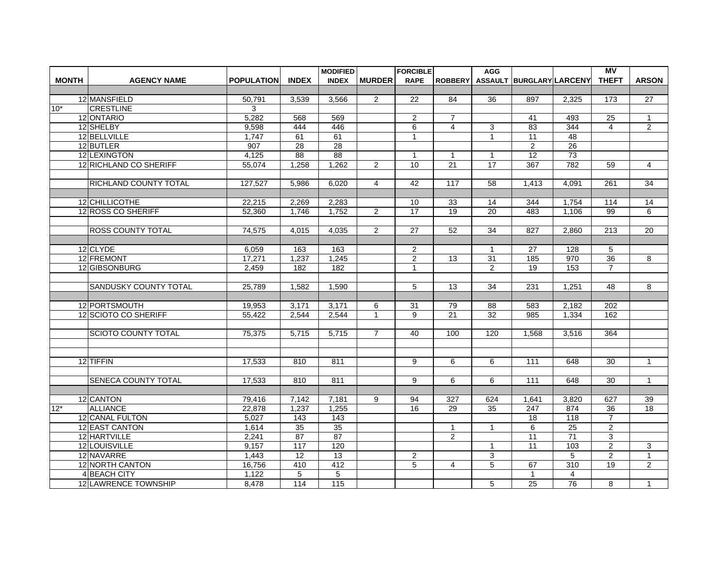| MONTH | AGENCY NAME | POPULATION | INDEX | MODIFIED INDEX | MURDER | FORCIBLE RAPE | ROBBERY | AGG ASSAULT | BURGLARY | LARCENY | MV THEFT | ARSON |
|---|---|---|---|---|---|---|---|---|---|---|---|---|
| | | | | | | | | | | | | |
| 12 | MANSFIELD | 50,791 | 3,539 | 3,566 | 2 | 22 | 84 | 36 | 897 | 2,325 | 173 | 27 |
| 10* | CRESTLINE | 3 | | | | | | | | | | |
| 12 | ONTARIO | 5,282 | 568 | 569 | | 2 | 7 | | 41 | 493 | 25 | 1 |
| 12 | SHELBY | 9,598 | 444 | 446 | | 6 | 4 | 3 | 83 | 344 | 4 | 2 |
| 12 | BELLVILLE | 1,747 | 61 | 61 | | 1 | | 1 | 11 | 48 | | |
| 12 | BUTLER | 907 | 28 | 28 | | | | | 2 | 26 | | |
| 12 | LEXINGTON | 4,125 | 88 | 88 | | 1 | 1 | 1 | 12 | 73 | | |
| 12 | RICHLAND CO SHERIFF | 55,074 | 1,258 | 1,262 | 2 | 10 | 21 | 17 | 367 | 782 | 59 | 4 |
| | | | | | | | | | | | | |
| | RICHLAND COUNTY TOTAL | 127,527 | 5,986 | 6,020 | 4 | 42 | 117 | 58 | 1,413 | 4,091 | 261 | 34 |
| | | | | | | | | | | | | |
| 12 | CHILLICOTHE | 22,215 | 2,269 | 2,283 | | 10 | 33 | 14 | 344 | 1,754 | 114 | 14 |
| 12 | ROSS CO SHERIFF | 52,360 | 1,746 | 1,752 | 2 | 17 | 19 | 20 | 483 | 1,106 | 99 | 6 |
| | | | | | | | | | | | | |
| | ROSS COUNTY TOTAL | 74,575 | 4,015 | 4,035 | 2 | 27 | 52 | 34 | 827 | 2,860 | 213 | 20 |
| | | | | | | | | | | | | |
| 12 | CLYDE | 6,059 | 163 | 163 | | 2 | | 1 | 27 | 128 | 5 | |
| 12 | FREMONT | 17,271 | 1,237 | 1,245 | | 2 | 13 | 31 | 185 | 970 | 36 | 8 |
| 12 | GIBSONBURG | 2,459 | 182 | 182 | | 1 | | 2 | 19 | 153 | 7 | |
| | | | | | | | | | | | | |
| | SANDUSKY COUNTY TOTAL | 25,789 | 1,582 | 1,590 | | 5 | 13 | 34 | 231 | 1,251 | 48 | 8 |
| | | | | | | | | | | | | |
| 12 | PORTSMOUTH | 19,953 | 3,171 | 3,171 | 6 | 31 | 79 | 88 | 583 | 2,182 | 202 | |
| 12 | SCIOTO CO SHERIFF | 55,422 | 2,544 | 2,544 | 1 | 9 | 21 | 32 | 985 | 1,334 | 162 | |
| | | | | | | | | | | | | |
| | SCIOTO COUNTY TOTAL | 75,375 | 5,715 | 5,715 | 7 | 40 | 100 | 120 | 1,568 | 3,516 | 364 | |
| | | | | | | | | | | | | |
| | | | | | | | | | | | | |
| 12 | TIFFIN | 17,533 | 810 | 811 | | 9 | 6 | 6 | 111 | 648 | 30 | 1 |
| | | | | | | | | | | | | |
| | SENECA COUNTY TOTAL | 17,533 | 810 | 811 | | 9 | 6 | 6 | 111 | 648 | 30 | 1 |
| | | | | | | | | | | | | |
| 12 | CANTON | 79,416 | 7,142 | 7,181 | 9 | 94 | 327 | 624 | 1,641 | 3,820 | 627 | 39 |
| 12* | ALLIANCE | 22,878 | 1,237 | 1,255 | | 16 | 29 | 35 | 247 | 874 | 36 | 18 |
| 12 | CANAL FULTON | 5,027 | 143 | 143 | | | | | 18 | 118 | 7 | |
| 12 | EAST CANTON | 1,614 | 35 | 35 | | | 1 | 1 | 6 | 25 | 2 | |
| 12 | HARTVILLE | 2,241 | 87 | 87 | | | 2 | | 11 | 71 | 3 | |
| 12 | LOUISVILLE | 9,157 | 117 | 120 | | | | 1 | 11 | 103 | 2 | 3 |
| 12 | NAVARRE | 1,443 | 12 | 13 | | 2 | | 3 | | 5 | 2 | 1 |
| 12 | NORTH CANTON | 16,756 | 410 | 412 | | 5 | 4 | 5 | 67 | 310 | 19 | 2 |
| 4 | BEACH CITY | 1,122 | 5 | 5 | | | | | 1 | 4 | | |
| 12 | LAWRENCE TOWNSHIP | 8,478 | 114 | 115 | | | | 5 | 25 | 76 | 8 | 1 |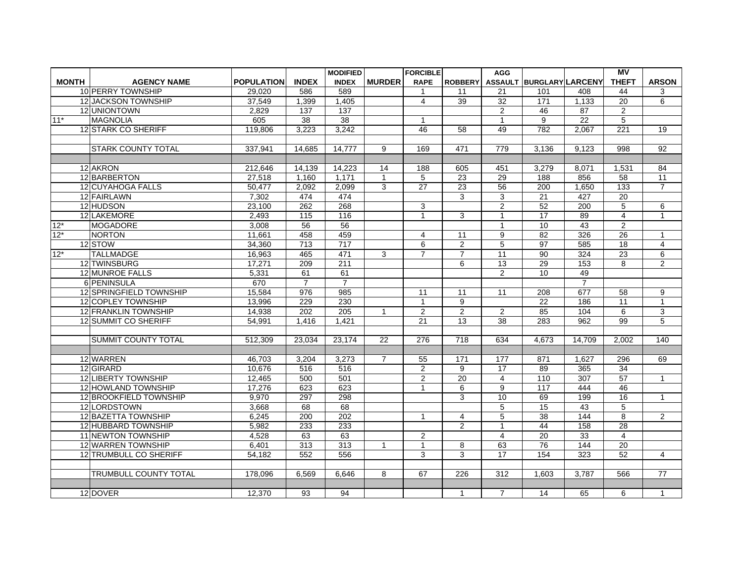| MONTH | AGENCY NAME | POPULATION | INDEX | MODIFIED INDEX | MURDER | FORCIBLE RAPE | ROBBERY | AGG ASSAULT | BURGLARY | LARCENY | MV THEFT | ARSON |
|---|---|---|---|---|---|---|---|---|---|---|---|---|
| 10 | PERRY TOWNSHIP | 29,020 | 586 | 589 | | 1 | 11 | 21 | 101 | 408 | 44 | 3 |
| 12 | JACKSON TOWNSHIP | 37,549 | 1,399 | 1,405 | | 4 | 39 | 32 | 171 | 1,133 | 20 | 6 |
| 12 | UNIONTOWN | 2,829 | 137 | 137 | | | | 2 | 46 | 87 | 2 | |
| 11* | MAGNOLIA | 605 | 38 | 38 | | 1 | | 1 | 9 | 22 | 5 | |
| 12 | STARK CO SHERIFF | 119,806 | 3,223 | 3,242 | | 46 | 58 | 49 | 782 | 2,067 | 221 | 19 |
| | | | | | | | | | | | | |
| | STARK COUNTY TOTAL | 337,941 | 14,685 | 14,777 | 9 | 169 | 471 | 779 | 3,136 | 9,123 | 998 | 92 |
| | | | | | | | | | | | | |
| 12 | AKRON | 212,646 | 14,139 | 14,223 | 14 | 188 | 605 | 451 | 3,279 | 8,071 | 1,531 | 84 |
| 12 | BARBERTON | 27,518 | 1,160 | 1,171 | 1 | 5 | 23 | 29 | 188 | 856 | 58 | 11 |
| 12 | CUYAHOGA FALLS | 50,477 | 2,092 | 2,099 | 3 | 27 | 23 | 56 | 200 | 1,650 | 133 | 7 |
| 12 | FAIRLAWN | 7,302 | 474 | 474 | | | 3 | 3 | 21 | 427 | 20 | |
| 12 | HUDSON | 23,100 | 262 | 268 | | 3 | | 2 | 52 | 200 | 5 | 6 |
| 12 | LAKEMORE | 2,493 | 115 | 116 | | 1 | 3 | 1 | 17 | 89 | 4 | 1 |
| 12* | MOGADORE | 3,008 | 56 | 56 | | | | 1 | 10 | 43 | 2 | |
| 12* | NORTON | 11,661 | 458 | 459 | | 4 | 11 | 9 | 82 | 326 | 26 | 1 |
| 12 | STOW | 34,360 | 713 | 717 | | 6 | 2 | 5 | 97 | 585 | 18 | 4 |
| 12* | TALLMADGE | 16,963 | 465 | 471 | 3 | 7 | 7 | 11 | 90 | 324 | 23 | 6 |
| 12 | TWINSBURG | 17,271 | 209 | 211 | | | 6 | 13 | 29 | 153 | 8 | 2 |
| 12 | MUNROE FALLS | 5,331 | 61 | 61 | | | | 2 | 10 | 49 | | |
| 6 | PENINSULA | 670 | 7 | 7 | | | | | | 7 | | |
| 12 | SPRINGFIELD TOWNSHIP | 15,584 | 976 | 985 | | 11 | 11 | 11 | 208 | 677 | 58 | 9 |
| 12 | COPLEY TOWNSHIP | 13,996 | 229 | 230 | | 1 | 9 | | 22 | 186 | 11 | 1 |
| 12 | FRANKLIN TOWNSHIP | 14,938 | 202 | 205 | 1 | 2 | 2 | 2 | 85 | 104 | 6 | 3 |
| 12 | SUMMIT CO SHERIFF | 54,991 | 1,416 | 1,421 | | 21 | 13 | 38 | 283 | 962 | 99 | 5 |
| | | | | | | | | | | | | |
| | SUMMIT COUNTY TOTAL | 512,309 | 23,034 | 23,174 | 22 | 276 | 718 | 634 | 4,673 | 14,709 | 2,002 | 140 |
| | | | | | | | | | | | | |
| 12 | WARREN | 46,703 | 3,204 | 3,273 | 7 | 55 | 171 | 177 | 871 | 1,627 | 296 | 69 |
| 12 | GIRARD | 10,676 | 516 | 516 | | 2 | 9 | 17 | 89 | 365 | 34 | |
| 12 | LIBERTY TOWNSHIP | 12,465 | 500 | 501 | | 2 | 20 | 4 | 110 | 307 | 57 | 1 |
| 12 | HOWLAND TOWNSHIP | 17,276 | 623 | 623 | | 1 | 6 | 9 | 117 | 444 | 46 | |
| 12 | BROOKFIELD TOWNSHIP | 9,970 | 297 | 298 | | | 3 | 10 | 69 | 199 | 16 | 1 |
| 12 | LORDSTOWN | 3,668 | 68 | 68 | | | | 5 | 15 | 43 | 5 | |
| 12 | BAZETTA TOWNSHIP | 6,245 | 200 | 202 | | 1 | 4 | 5 | 38 | 144 | 8 | 2 |
| 12 | HUBBARD TOWNSHIP | 5,982 | 233 | 233 | | | 2 | 1 | 44 | 158 | 28 | |
| 11 | NEWTON TOWNSHIP | 4,528 | 63 | 63 | | 2 | | 4 | 20 | 33 | 4 | |
| 12 | WARREN TOWNSHIP | 6,401 | 313 | 313 | 1 | 1 | 8 | 63 | 76 | 144 | 20 | |
| 12 | TRUMBULL CO SHERIFF | 54,182 | 552 | 556 | | 3 | 3 | 17 | 154 | 323 | 52 | 4 |
| | | | | | | | | | | | | |
| | TRUMBULL COUNTY TOTAL | 178,096 | 6,569 | 6,646 | 8 | 67 | 226 | 312 | 1,603 | 3,787 | 566 | 77 |
| | | | | | | | | | | | | |
| 12 | DOVER | 12,370 | 93 | 94 | | | 1 | 7 | 14 | 65 | 6 | 1 |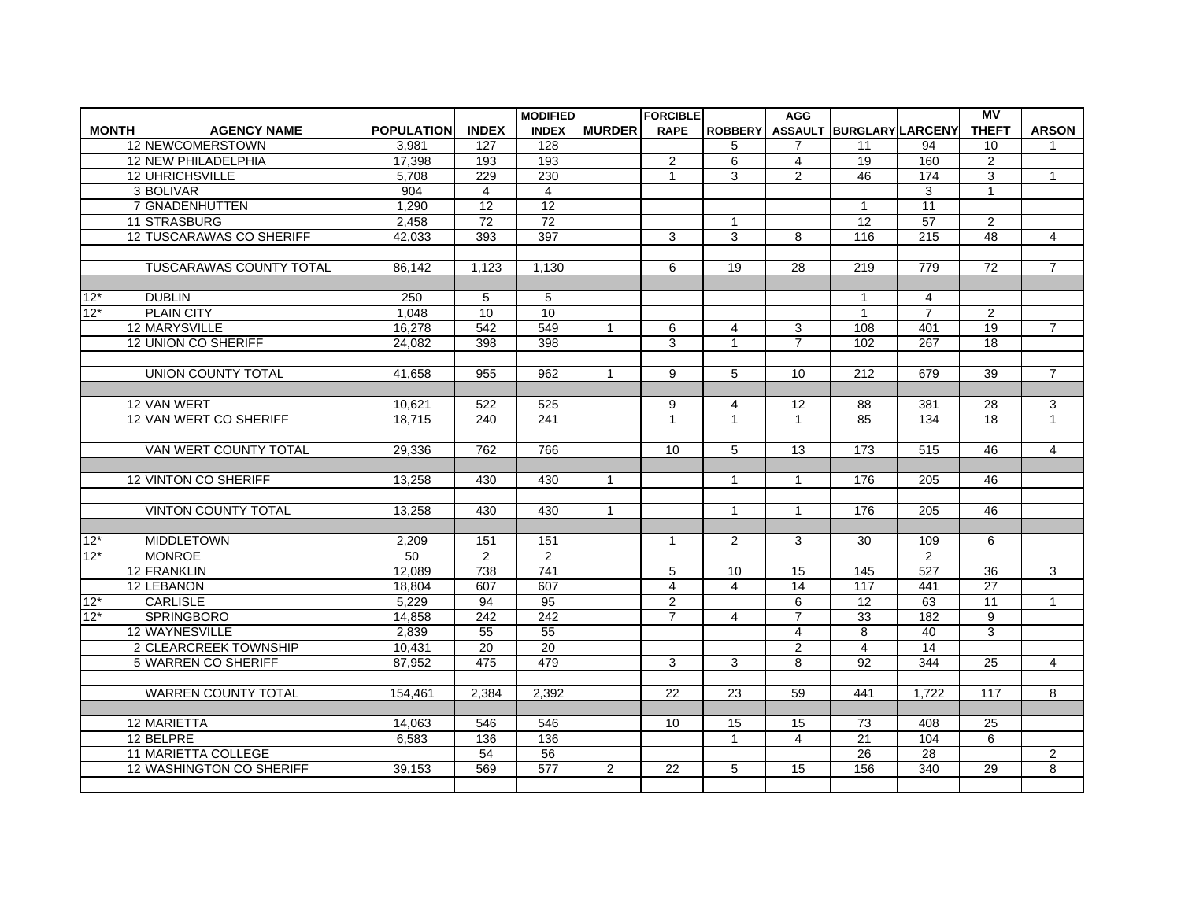| MONTH | AGENCY NAME | POPULATION | INDEX | MODIFIED INDEX | MURDER | FORCIBLE RAPE | ROBBERY | AGG ASSAULT | BURGLARY | LARCENY | MV THEFT | ARSON |
|---|---|---|---|---|---|---|---|---|---|---|---|---|
| 12 | NEWCOMERSTOWN | 3,981 | 127 | 128 | | | 5 | 7 | 11 | 94 | 10 | 1 |
| 12 | NEW PHILADELPHIA | 17,398 | 193 | 193 | | 2 | 6 | 4 | 19 | 160 | 2 | |
| 12 | UHRICHSVILLE | 5,708 | 229 | 230 | | 1 | 3 | 2 | 46 | 174 | 3 | 1 |
| 3 | BOLIVAR | 904 | 4 | 4 | | | | | | 3 | 1 | |
| 7 | GNADENHUTTEN | 1,290 | 12 | 12 | | | | | 1 | 11 | | |
| 11 | STRASBURG | 2,458 | 72 | 72 | | | 1 | | 12 | 57 | 2 | |
| 12 | TUSCARAWAS CO SHERIFF | 42,033 | 393 | 397 | | 3 | 3 | 8 | 116 | 215 | 48 | 4 |
| | | | | | | | | | | | | |
| | TUSCARAWAS COUNTY TOTAL | 86,142 | 1,123 | 1,130 | | 6 | 19 | 28 | 219 | 779 | 72 | 7 |
| | | | | | | | | | | | | |
| 12* | DUBLIN | 250 | 5 | 5 | | | | | 1 | 4 | | |
| 12* | PLAIN CITY | 1,048 | 10 | 10 | | | | | 1 | 7 | 2 | |
| 12 | MARYSVILLE | 16,278 | 542 | 549 | 1 | 6 | 4 | 3 | 108 | 401 | 19 | 7 |
| 12 | UNION CO SHERIFF | 24,082 | 398 | 398 | | 3 | 1 | 7 | 102 | 267 | 18 | |
| | | | | | | | | | | | | |
| | UNION COUNTY TOTAL | 41,658 | 955 | 962 | 1 | 9 | 5 | 10 | 212 | 679 | 39 | 7 |
| | | | | | | | | | | | | |
| 12 | VAN WERT | 10,621 | 522 | 525 | | 9 | 4 | 12 | 88 | 381 | 28 | 3 |
| 12 | VAN WERT CO SHERIFF | 18,715 | 240 | 241 | | 1 | 1 | 1 | 85 | 134 | 18 | 1 |
| | | | | | | | | | | | | |
| | VAN WERT COUNTY TOTAL | 29,336 | 762 | 766 | | 10 | 5 | 13 | 173 | 515 | 46 | 4 |
| | | | | | | | | | | | | |
| 12 | VINTON CO SHERIFF | 13,258 | 430 | 430 | 1 | | 1 | 1 | 176 | 205 | 46 | |
| | | | | | | | | | | | | |
| | VINTON COUNTY TOTAL | 13,258 | 430 | 430 | 1 | | 1 | 1 | 176 | 205 | 46 | |
| | | | | | | | | | | | | |
| 12* | MIDDLETOWN | 2,209 | 151 | 151 | | 1 | 2 | 3 | 30 | 109 | 6 | |
| 12* | MONROE | 50 | 2 | 2 | | | | | | 2 | | |
| 12 | FRANKLIN | 12,089 | 738 | 741 | | 5 | 10 | 15 | 145 | 527 | 36 | 3 |
| 12 | LEBANON | 18,804 | 607 | 607 | | 4 | 4 | 14 | 117 | 441 | 27 | |
| 12* | CARLISLE | 5,229 | 94 | 95 | | 2 | | 6 | 12 | 63 | 11 | 1 |
| 12* | SPRINGBORO | 14,858 | 242 | 242 | | 7 | 4 | 7 | 33 | 182 | 9 | |
| 12 | WAYNESVILLE | 2,839 | 55 | 55 | | | | 4 | 8 | 40 | 3 | |
| 2 | CLEARCREEK TOWNSHIP | 10,431 | 20 | 20 | | | | 2 | 4 | 14 | | |
| 5 | WARREN CO SHERIFF | 87,952 | 475 | 479 | | 3 | 3 | 8 | 92 | 344 | 25 | 4 |
| | | | | | | | | | | | | |
| | WARREN COUNTY TOTAL | 154,461 | 2,384 | 2,392 | | 22 | 23 | 59 | 441 | 1,722 | 117 | 8 |
| | | | | | | | | | | | | |
| 12 | MARIETTA | 14,063 | 546 | 546 | | 10 | 15 | 15 | 73 | 408 | 25 | |
| 12 | BELPRE | 6,583 | 136 | 136 | | | 1 | 4 | 21 | 104 | 6 | |
| 11 | MARIETTA COLLEGE | | 54 | 56 | | | | | 26 | 28 | | 2 |
| 12 | WASHINGTON CO SHERIFF | 39,153 | 569 | 577 | 2 | 22 | 5 | 15 | 156 | 340 | 29 | 8 |
| | | | | | | | | | | | | |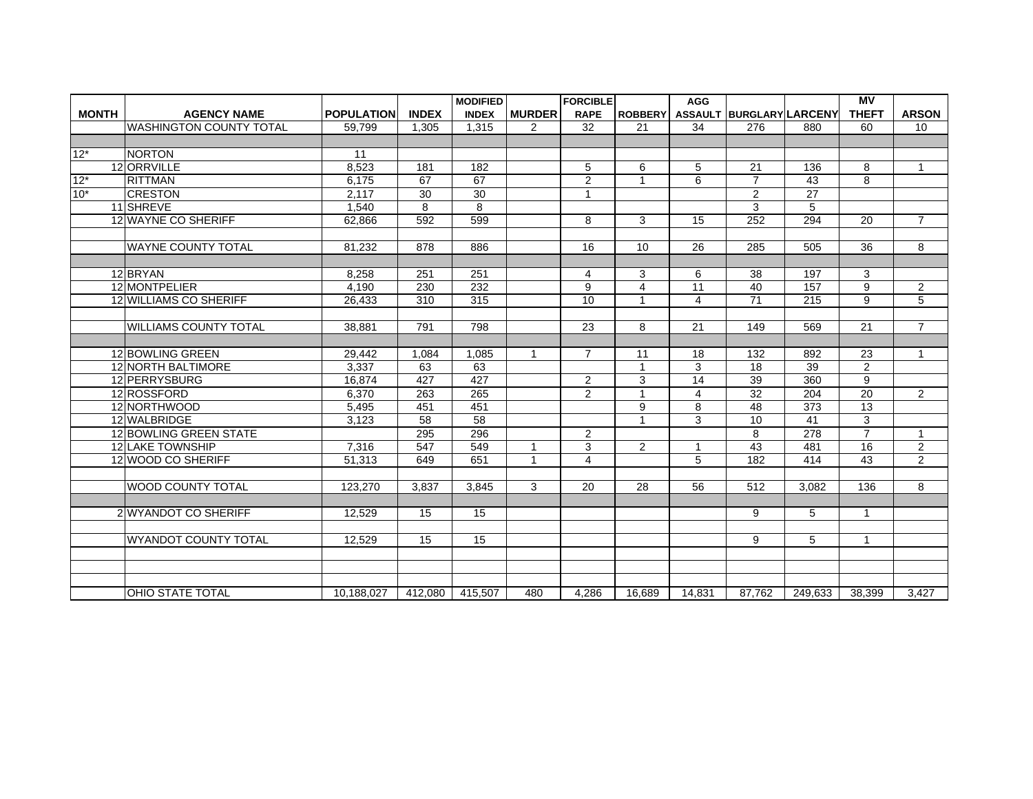| MONTH | AGENCY NAME | POPULATION | INDEX | MODIFIED INDEX | MURDER | FORCIBLE RAPE | ROBBERY | AGG ASSAULT | BURGLARY | LARCENY | MV THEFT | ARSON |
|---|---|---|---|---|---|---|---|---|---|---|---|---|
| | WASHINGTON COUNTY TOTAL | 59,799 | 1,305 | 1,315 | 2 | 32 | 21 | 34 | 276 | 880 | 60 | 10 |
| | | | | | | | | | | | | |
| 12* | NORTON | 11 | | | | | | | | | | |
| 12 | ORRVILLE | 8,523 | 181 | 182 | | 5 | 6 | 5 | 21 | 136 | 8 | 1 |
| 12* | RITTMAN | 6,175 | 67 | 67 | | 2 | 1 | 6 | 7 | 43 | 8 | |
| 10* | CRESTON | 2,117 | 30 | 30 | | 1 | | | 2 | 27 | | |
| 11 | SHREVE | 1,540 | 8 | 8 | | | | | 3 | 5 | | |
| 12 | WAYNE CO SHERIFF | 62,866 | 592 | 599 | | 8 | 3 | 15 | 252 | 294 | 20 | 7 |
| | | | | | | | | | | | | |
| | WAYNE COUNTY TOTAL | 81,232 | 878 | 886 | | 16 | 10 | 26 | 285 | 505 | 36 | 8 |
| | | | | | | | | | | | | |
| 12 | BRYAN | 8,258 | 251 | 251 | | 4 | 3 | 6 | 38 | 197 | 3 | |
| 12 | MONTPELIER | 4,190 | 230 | 232 | | 9 | 4 | 11 | 40 | 157 | 9 | 2 |
| 12 | WILLIAMS CO SHERIFF | 26,433 | 310 | 315 | | 10 | 1 | 4 | 71 | 215 | 9 | 5 |
| | | | | | | | | | | | | |
| | WILLIAMS COUNTY TOTAL | 38,881 | 791 | 798 | | 23 | 8 | 21 | 149 | 569 | 21 | 7 |
| | | | | | | | | | | | | |
| 12 | BOWLING GREEN | 29,442 | 1,084 | 1,085 | 1 | 7 | 11 | 18 | 132 | 892 | 23 | 1 |
| 12 | NORTH BALTIMORE | 3,337 | 63 | 63 | | | 1 | 3 | 18 | 39 | 2 | |
| 12 | PERRYSBURG | 16,874 | 427 | 427 | | 2 | 3 | 14 | 39 | 360 | 9 | |
| 12 | ROSSFORD | 6,370 | 263 | 265 | | 2 | 1 | 4 | 32 | 204 | 20 | 2 |
| 12 | NORTHWOOD | 5,495 | 451 | 451 | | | 9 | 8 | 48 | 373 | 13 | |
| 12 | WALBRIDGE | 3,123 | 58 | 58 | | | 1 | 3 | 10 | 41 | 3 | |
| 12 | BOWLING GREEN STATE | | 295 | 296 | | 2 | | | 8 | 278 | 7 | 1 |
| 12 | LAKE TOWNSHIP | 7,316 | 547 | 549 | 1 | 3 | 2 | 1 | 43 | 481 | 16 | 2 |
| 12 | WOOD CO SHERIFF | 51,313 | 649 | 651 | 1 | 4 | | 5 | 182 | 414 | 43 | 2 |
| | | | | | | | | | | | | |
| | WOOD COUNTY TOTAL | 123,270 | 3,837 | 3,845 | 3 | 20 | 28 | 56 | 512 | 3,082 | 136 | 8 |
| | | | | | | | | | | | | |
| 2 | WYANDOT CO SHERIFF | 12,529 | 15 | 15 | | | | | 9 | 5 | 1 | |
| | | | | | | | | | | | | |
| | WYANDOT COUNTY TOTAL | 12,529 | 15 | 15 | | | | | 9 | 5 | 1 | |
| | | | | | | | | | | | | |
| | OHIO STATE TOTAL | 10,188,027 | 412,080 | 415,507 | 480 | 4,286 | 16,689 | 14,831 | 87,762 | 249,633 | 38,399 | 3,427 |